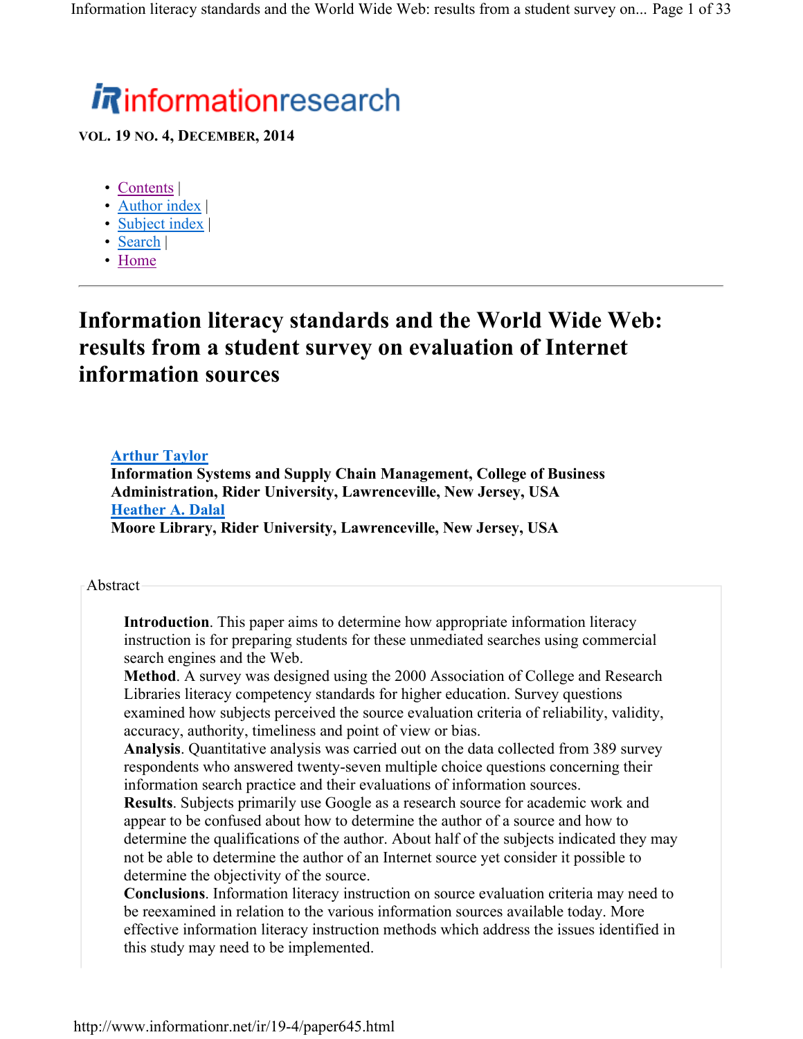informationresearch

**VOL. 19 NO. 4, DECEMBER, 2014**

- Contents |
- Author index |
- Subject index |
- Search |
- Home

# Information literacy standards and the World Wide Web: results from a student survey on evaluation of Internet information sources

**Arthur Taylor**
**Information Systems and Supply Chain Management, College of Business Administration, Rider University, Lawrenceville, New Jersey, USA**
**Heather A. Dalal**
**Moore Library, Rider University, Lawrenceville, New Jersey, USA**

Abstract

**Introduction**. This paper aims to determine how appropriate information literacy instruction is for preparing students for these unmediated searches using commercial search engines and the Web.
**Method**. A survey was designed using the 2000 Association of College and Research Libraries literacy competency standards for higher education. Survey questions examined how subjects perceived the source evaluation criteria of reliability, validity, accuracy, authority, timeliness and point of view or bias.
**Analysis**. Quantitative analysis was carried out on the data collected from 389 survey respondents who answered twenty-seven multiple choice questions concerning their information search practice and their evaluations of information sources.
**Results**. Subjects primarily use Google as a research source for academic work and appear to be confused about how to determine the author of a source and how to determine the qualifications of the author. About half of the subjects indicated they may not be able to determine the author of an Internet source yet consider it possible to determine the objectivity of the source.
**Conclusions**. Information literacy instruction on source evaluation criteria may need to be reexamined in relation to the various information sources available today. More effective information literacy instruction methods which address the issues identified in this study may need to be implemented.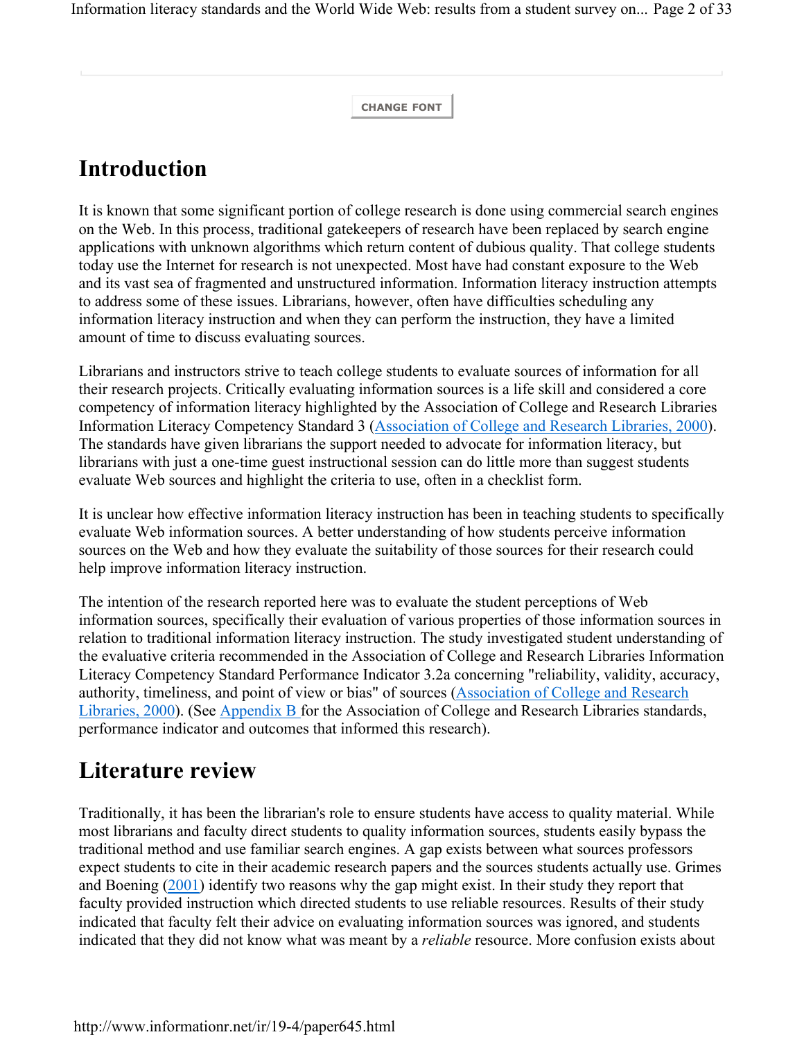# Introduction

It is known that some significant portion of college research is done using commercial search engines on the Web. In this process, traditional gatekeepers of research have been replaced by search engine applications with unknown algorithms which return content of dubious quality. That college students today use the Internet for research is not unexpected. Most have had constant exposure to the Web and its vast sea of fragmented and unstructured information. Information literacy instruction attempts to address some of these issues. Librarians, however, often have difficulties scheduling any information literacy instruction and when they can perform the instruction, they have a limited amount of time to discuss evaluating sources.

Librarians and instructors strive to teach college students to evaluate sources of information for all their research projects. Critically evaluating information sources is a life skill and considered a core competency of information literacy highlighted by the Association of College and Research Libraries Information Literacy Competency Standard 3 (Association of College and Research Libraries, 2000). The standards have given librarians the support needed to advocate for information literacy, but librarians with just a one-time guest instructional session can do little more than suggest students evaluate Web sources and highlight the criteria to use, often in a checklist form.

It is unclear how effective information literacy instruction has been in teaching students to specifically evaluate Web information sources. A better understanding of how students perceive information sources on the Web and how they evaluate the suitability of those sources for their research could help improve information literacy instruction.

The intention of the research reported here was to evaluate the student perceptions of Web information sources, specifically their evaluation of various properties of those information sources in relation to traditional information literacy instruction. The study investigated student understanding of the evaluative criteria recommended in the Association of College and Research Libraries Information Literacy Competency Standard Performance Indicator 3.2a concerning "reliability, validity, accuracy, authority, timeliness, and point of view or bias" of sources (Association of College and Research Libraries, 2000). (See Appendix B for the Association of College and Research Libraries standards, performance indicator and outcomes that informed this research).

# Literature review

Traditionally, it has been the librarian's role to ensure students have access to quality material. While most librarians and faculty direct students to quality information sources, students easily bypass the traditional method and use familiar search engines. A gap exists between what sources professors expect students to cite in their academic research papers and the sources students actually use. Grimes and Boening (2001) identify two reasons why the gap might exist. In their study they report that faculty provided instruction which directed students to use reliable resources. Results of their study indicated that faculty felt their advice on evaluating information sources was ignored, and students indicated that they did not know what was meant by a *reliable* resource. More confusion exists about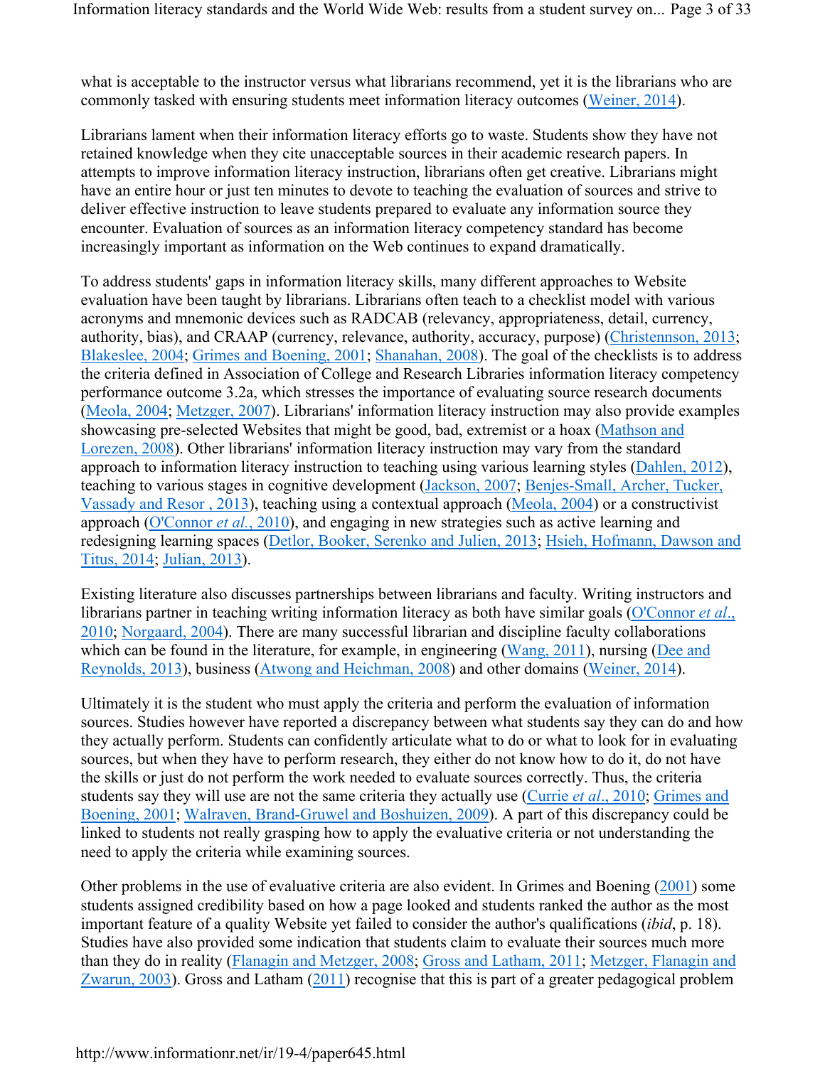what is acceptable to the instructor versus what librarians recommend, yet it is the librarians who are commonly tasked with ensuring students meet information literacy outcomes (Weiner, 2014).

Librarians lament when their information literacy efforts go to waste. Students show they have not retained knowledge when they cite unacceptable sources in their academic research papers. In attempts to improve information literacy instruction, librarians often get creative. Librarians might have an entire hour or just ten minutes to devote to teaching the evaluation of sources and strive to deliver effective instruction to leave students prepared to evaluate any information source they encounter. Evaluation of sources as an information literacy competency standard has become increasingly important as information on the Web continues to expand dramatically.

To address students' gaps in information literacy skills, many different approaches to Website evaluation have been taught by librarians. Librarians often teach to a checklist model with various acronyms and mnemonic devices such as RADCAB (relevancy, appropriateness, detail, currency, authority, bias), and CRAAP (currency, relevance, authority, accuracy, purpose) (Christennson, 2013; Blakeslee, 2004; Grimes and Boening, 2001; Shanahan, 2008). The goal of the checklists is to address the criteria defined in Association of College and Research Libraries information literacy competency performance outcome 3.2a, which stresses the importance of evaluating source research documents (Meola, 2004; Metzger, 2007). Librarians' information literacy instruction may also provide examples showcasing pre-selected Websites that might be good, bad, extremist or a hoax (Mathson and Lorezen, 2008). Other librarians' information literacy instruction may vary from the standard approach to information literacy instruction to teaching using various learning styles (Dahlen, 2012), teaching to various stages in cognitive development (Jackson, 2007; Benjes-Small, Archer, Tucker, Vassady and Resor , 2013), teaching using a contextual approach (Meola, 2004) or a constructivist approach (O'Connor *et al.*, 2010), and engaging in new strategies such as active learning and redesigning learning spaces (Detlor, Booker, Serenko and Julien, 2013; Hsieh, Hofmann, Dawson and Titus, 2014; Julian, 2013).

Existing literature also discusses partnerships between librarians and faculty. Writing instructors and librarians partner in teaching writing information literacy as both have similar goals (O'Connor *et al.*, 2010; Norgaard, 2004). There are many successful librarian and discipline faculty collaborations which can be found in the literature, for example, in engineering (Wang, 2011), nursing (Dee and Reynolds, 2013), business (Atwong and Heichman, 2008) and other domains (Weiner, 2014).

Ultimately it is the student who must apply the criteria and perform the evaluation of information sources. Studies however have reported a discrepancy between what students say they can do and how they actually perform. Students can confidently articulate what to do or what to look for in evaluating sources, but when they have to perform research, they either do not know how to do it, do not have the skills or just do not perform the work needed to evaluate sources correctly. Thus, the criteria students say they will use are not the same criteria they actually use (Currie *et al.*, 2010; Grimes and Boening, 2001; Walraven, Brand-Gruwel and Boshuizen, 2009). A part of this discrepancy could be linked to students not really grasping how to apply the evaluative criteria or not understanding the need to apply the criteria while examining sources.

Other problems in the use of evaluative criteria are also evident. In Grimes and Boening (2001) some students assigned credibility based on how a page looked and students ranked the author as the most important feature of a quality Website yet failed to consider the author's qualifications (*ibid*, p. 18). Studies have also provided some indication that students claim to evaluate their sources much more than they do in reality (Flanagin and Metzger, 2008; Gross and Latham, 2011; Metzger, Flanagin and Zwarun, 2003). Gross and Latham (2011) recognise that this is part of a greater pedagogical problem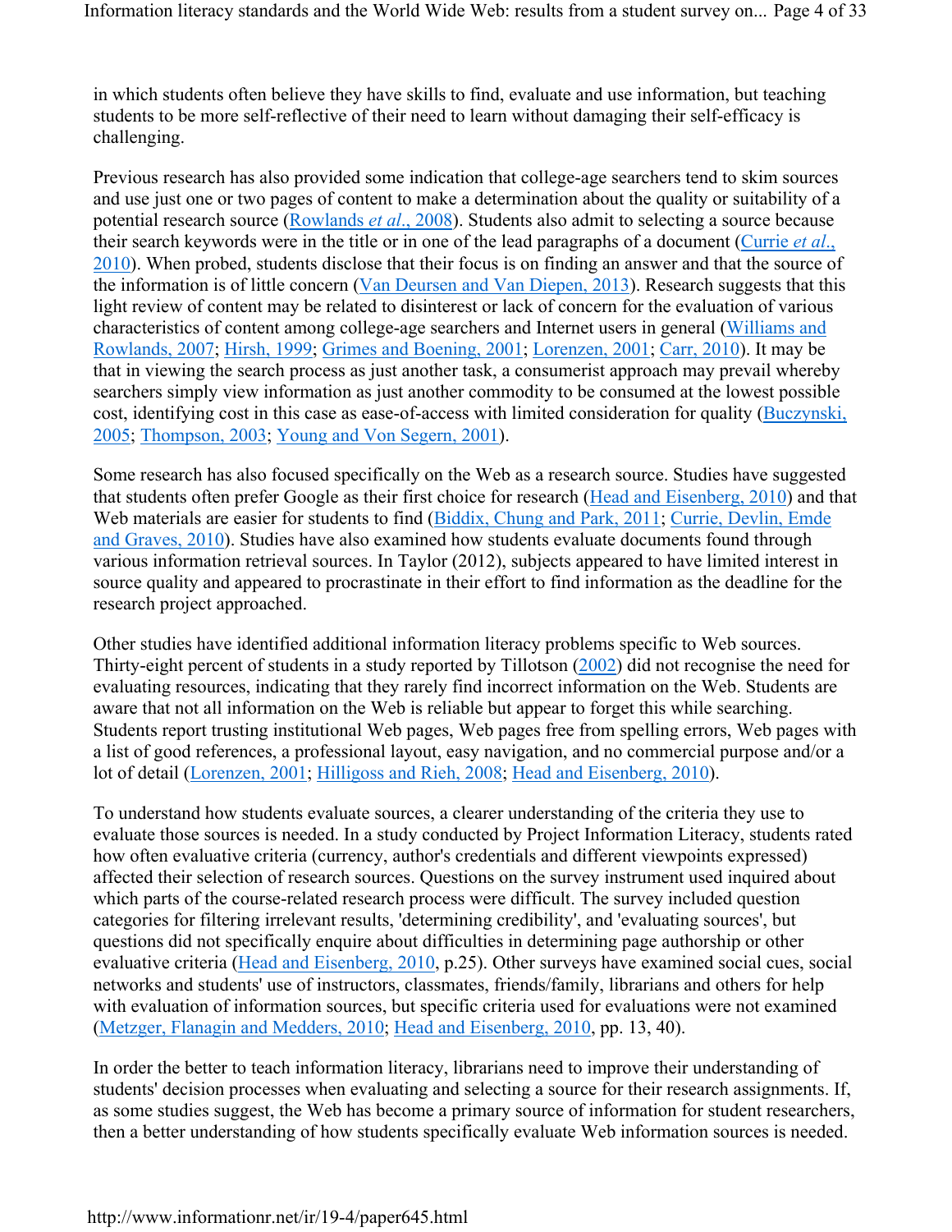in which students often believe they have skills to find, evaluate and use information, but teaching students to be more self-reflective of their need to learn without damaging their self-efficacy is challenging.

Previous research has also provided some indication that college-age searchers tend to skim sources and use just one or two pages of content to make a determination about the quality or suitability of a potential research source (Rowlands *et al*., 2008). Students also admit to selecting a source because their search keywords were in the title or in one of the lead paragraphs of a document (Currie *et al*., 2010). When probed, students disclose that their focus is on finding an answer and that the source of the information is of little concern (Van Deursen and Van Diepen, 2013). Research suggests that this light review of content may be related to disinterest or lack of concern for the evaluation of various characteristics of content among college-age searchers and Internet users in general (Williams and Rowlands, 2007; Hirsh, 1999; Grimes and Boening, 2001; Lorenzen, 2001; Carr, 2010). It may be that in viewing the search process as just another task, a consumerist approach may prevail whereby searchers simply view information as just another commodity to be consumed at the lowest possible cost, identifying cost in this case as ease-of-access with limited consideration for quality (Buczynski, 2005; Thompson, 2003; Young and Von Segern, 2001).

Some research has also focused specifically on the Web as a research source. Studies have suggested that students often prefer Google as their first choice for research (Head and Eisenberg, 2010) and that Web materials are easier for students to find (Biddix, Chung and Park, 2011; Currie, Devlin, Emde and Graves, 2010). Studies have also examined how students evaluate documents found through various information retrieval sources. In Taylor (2012), subjects appeared to have limited interest in source quality and appeared to procrastinate in their effort to find information as the deadline for the research project approached.

Other studies have identified additional information literacy problems specific to Web sources. Thirty-eight percent of students in a study reported by Tillotson (2002) did not recognise the need for evaluating resources, indicating that they rarely find incorrect information on the Web. Students are aware that not all information on the Web is reliable but appear to forget this while searching. Students report trusting institutional Web pages, Web pages free from spelling errors, Web pages with a list of good references, a professional layout, easy navigation, and no commercial purpose and/or a lot of detail (Lorenzen, 2001; Hilligoss and Rieh, 2008; Head and Eisenberg, 2010).

To understand how students evaluate sources, a clearer understanding of the criteria they use to evaluate those sources is needed. In a study conducted by Project Information Literacy, students rated how often evaluative criteria (currency, author's credentials and different viewpoints expressed) affected their selection of research sources. Questions on the survey instrument used inquired about which parts of the course-related research process were difficult. The survey included question categories for filtering irrelevant results, 'determining credibility', and 'evaluating sources', but questions did not specifically enquire about difficulties in determining page authorship or other evaluative criteria (Head and Eisenberg, 2010, p.25). Other surveys have examined social cues, social networks and students' use of instructors, classmates, friends/family, librarians and others for help with evaluation of information sources, but specific criteria used for evaluations were not examined (Metzger, Flanagin and Medders, 2010; Head and Eisenberg, 2010, pp. 13, 40).

In order the better to teach information literacy, librarians need to improve their understanding of students' decision processes when evaluating and selecting a source for their research assignments. If, as some studies suggest, the Web has become a primary source of information for student researchers, then a better understanding of how students specifically evaluate Web information sources is needed.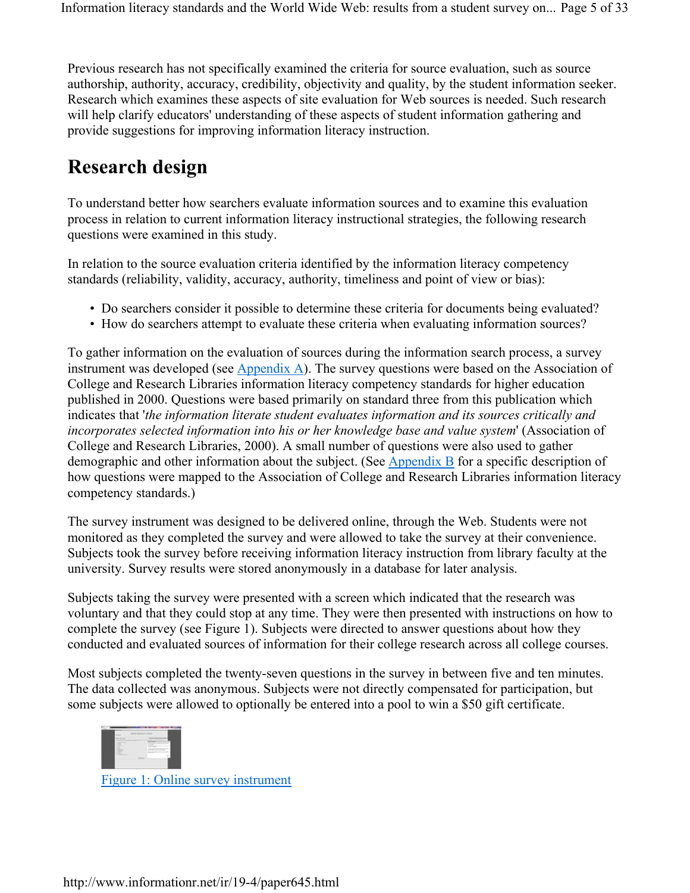Previous research has not specifically examined the criteria for source evaluation, such as source authorship, authority, accuracy, credibility, objectivity and quality, by the student information seeker. Research which examines these aspects of site evaluation for Web sources is needed. Such research will help clarify educators' understanding of these aspects of student information gathering and provide suggestions for improving information literacy instruction.

## Research design

To understand better how searchers evaluate information sources and to examine this evaluation process in relation to current information literacy instructional strategies, the following research questions were examined in this study.

In relation to the source evaluation criteria identified by the information literacy competency standards (reliability, validity, accuracy, authority, timeliness and point of view or bias):

- Do searchers consider it possible to determine these criteria for documents being evaluated?
- How do searchers attempt to evaluate these criteria when evaluating information sources?

To gather information on the evaluation of sources during the information search process, a survey instrument was developed (see Appendix A). The survey questions were based on the Association of College and Research Libraries information literacy competency standards for higher education published in 2000. Questions were based primarily on standard three from this publication which indicates that '*the information literate student evaluates information and its sources critically and incorporates selected information into his or her knowledge base and value system*' (Association of College and Research Libraries, 2000). A small number of questions were also used to gather demographic and other information about the subject. (See Appendix B for a specific description of how questions were mapped to the Association of College and Research Libraries information literacy competency standards.)

The survey instrument was designed to be delivered online, through the Web. Students were not monitored as they completed the survey and were allowed to take the survey at their convenience. Subjects took the survey before receiving information literacy instruction from library faculty at the university. Survey results were stored anonymously in a database for later analysis.

Subjects taking the survey were presented with a screen which indicated that the research was voluntary and that they could stop at any time. They were then presented with instructions on how to complete the survey (see Figure 1). Subjects were directed to answer questions about how they conducted and evaluated sources of information for their college research across all college courses.

Most subjects completed the twenty-seven questions in the survey in between five and ten minutes. The data collected was anonymous. Subjects were not directly compensated for participation, but some subjects were allowed to optionally be entered into a pool to win a $50 gift certificate.

Figure 1: Online survey instrument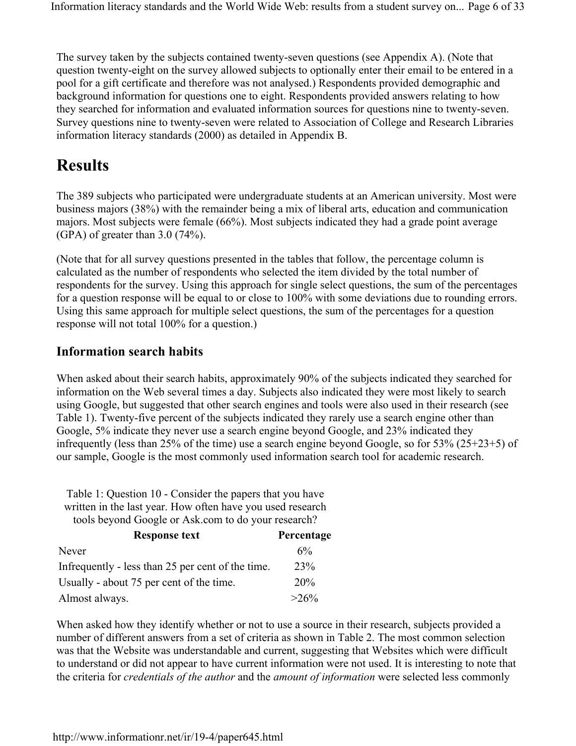The survey taken by the subjects contained twenty-seven questions (see Appendix A). (Note that question twenty-eight on the survey allowed subjects to optionally enter their email to be entered in a pool for a gift certificate and therefore was not analysed.) Respondents provided demographic and background information for questions one to eight. Respondents provided answers relating to how they searched for information and evaluated information sources for questions nine to twenty-seven. Survey questions nine to twenty-seven were related to Association of College and Research Libraries information literacy standards (2000) as detailed in Appendix B.

# Results

The 389 subjects who participated were undergraduate students at an American university. Most were business majors (38%) with the remainder being a mix of liberal arts, education and communication majors. Most subjects were female (66%). Most subjects indicated they had a grade point average (GPA) of greater than 3.0 (74%).

(Note that for all survey questions presented in the tables that follow, the percentage column is calculated as the number of respondents who selected the item divided by the total number of respondents for the survey. Using this approach for single select questions, the sum of the percentages for a question response will be equal to or close to 100% with some deviations due to rounding errors. Using this same approach for multiple select questions, the sum of the percentages for a question response will not total 100% for a question.)

## Information search habits

When asked about their search habits, approximately 90% of the subjects indicated they searched for information on the Web several times a day. Subjects also indicated they were most likely to search using Google, but suggested that other search engines and tools were also used in their research (see Table 1). Twenty-five percent of the subjects indicated they rarely use a search engine other than Google, 5% indicate they never use a search engine beyond Google, and 23% indicated they infrequently (less than 25% of the time) use a search engine beyond Google, so for 53% (25+23+5) of our sample, Google is the most commonly used information search tool for academic research.

Table 1: Question 10 - Consider the papers that you have written in the last year. How often have you used research tools beyond Google or Ask.com to do your research?

| Response text | Percentage |
|---|---|
| Never | 6% |
| Infrequently - less than 25 per cent of the time. | 23% |
| Usually - about 75 per cent of the time. | 20% |
| Almost always. | >26% |

When asked how they identify whether or not to use a source in their research, subjects provided a number of different answers from a set of criteria as shown in Table 2. The most common selection was that the Website was understandable and current, suggesting that Websites which were difficult to understand or did not appear to have current information were not used. It is interesting to note that the criteria for *credentials of the author* and the *amount of information* were selected less commonly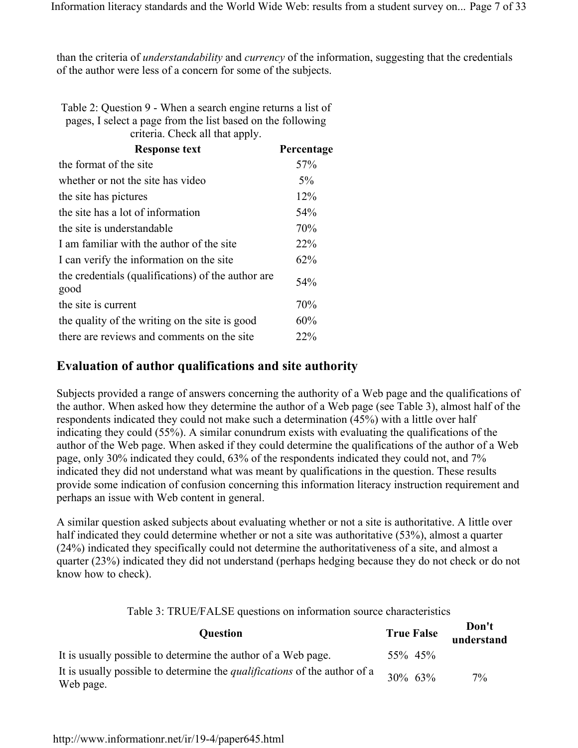than the criteria of *understandability* and *currency* of the information, suggesting that the credentials of the author were less of a concern for some of the subjects.

Table 2: Question 9 - When a search engine returns a list of pages, I select a page from the list based on the following criteria. Check all that apply.

| Response text | Percentage |
|---|---|
| the format of the site | 57% |
| whether or not the site has video | 5% |
| the site has pictures | 12% |
| the site has a lot of information | 54% |
| the site is understandable | 70% |
| I am familiar with the author of the site | 22% |
| I can verify the information on the site | 62% |
| the credentials (qualifications) of the author are good | 54% |
| the site is current | 70% |
| the quality of the writing on the site is good | 60% |
| there are reviews and comments on the site | 22% |

## Evaluation of author qualifications and site authority

Subjects provided a range of answers concerning the authority of a Web page and the qualifications of the author. When asked how they determine the author of a Web page (see Table 3), almost half of the respondents indicated they could not make such a determination (45%) with a little over half indicating they could (55%). A similar conundrum exists with evaluating the qualifications of the author of the Web page. When asked if they could determine the qualifications of the author of a Web page, only 30% indicated they could, 63% of the respondents indicated they could not, and 7% indicated they did not understand what was meant by qualifications in the question. These results provide some indication of confusion concerning this information literacy instruction requirement and perhaps an issue with Web content in general.

A similar question asked subjects about evaluating whether or not a site is authoritative. A little over half indicated they could determine whether or not a site was authoritative (53%), almost a quarter (24%) indicated they specifically could not determine the authoritativeness of a site, and almost a quarter (23%) indicated they did not understand (perhaps hedging because they do not check or do not know how to check).

Table 3: TRUE/FALSE questions on information source characteristics

| Question | True | False | Don't understand |
|---|---|---|---|
| It is usually possible to determine the author of a Web page. | 55% | 45% | |
| It is usually possible to determine the *qualifications* of the author of a Web page. | 30% | 63% | 7% |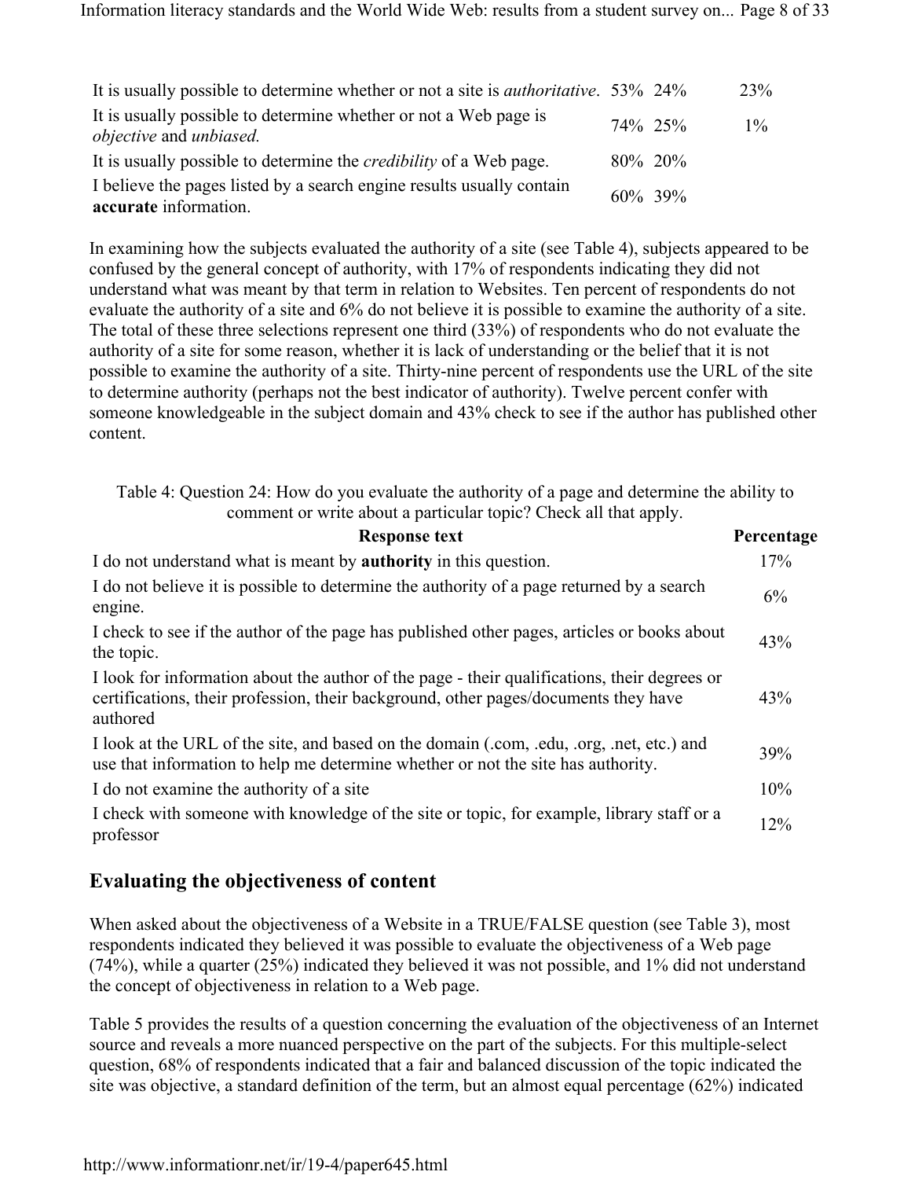| | | | |
|---|---|---|---|
| It is usually possible to determine whether or not a site is *authoritative*. | 53% | 24% | 23% |
| It is usually possible to determine whether or not a Web page is *objective* and *unbiased.* | 74% | 25% | 1% |
| It is usually possible to determine the *credibility* of a Web page. | 80% | 20% | |
| I believe the pages listed by a search engine results usually contain **accurate** information. | 60% | 39% | |

In examining how the subjects evaluated the authority of a site (see Table 4), subjects appeared to be confused by the general concept of authority, with 17% of respondents indicating they did not understand what was meant by that term in relation to Websites. Ten percent of respondents do not evaluate the authority of a site and 6% do not believe it is possible to examine the authority of a site. The total of these three selections represent one third (33%) of respondents who do not evaluate the authority of a site for some reason, whether it is lack of understanding or the belief that it is not possible to examine the authority of a site. Thirty-nine percent of respondents use the URL of the site to determine authority (perhaps not the best indicator of authority). Twelve percent confer with someone knowledgeable in the subject domain and 43% check to see if the author has published other content.

Table 4: Question 24: How do you evaluate the authority of a page and determine the ability to comment or write about a particular topic? Check all that apply.

| Response text | Percentage |
|---|---|
| I do not understand what is meant by **authority** in this question. | 17% |
| I do not believe it is possible to determine the authority of a page returned by a search engine. | 6% |
| I check to see if the author of the page has published other pages, articles or books about the topic. | 43% |
| I look for information about the author of the page - their qualifications, their degrees or certifications, their profession, their background, other pages/documents they have authored | 43% |
| I look at the URL of the site, and based on the domain (.com, .edu, .org, .net, etc.) and use that information to help me determine whether or not the site has authority. | 39% |
| I do not examine the authority of a site | 10% |
| I check with someone with knowledge of the site or topic, for example, library staff or a professor | 12% |

## Evaluating the objectiveness of content

When asked about the objectiveness of a Website in a TRUE/FALSE question (see Table 3), most respondents indicated they believed it was possible to evaluate the objectiveness of a Web page (74%), while a quarter (25%) indicated they believed it was not possible, and 1% did not understand the concept of objectiveness in relation to a Web page.

Table 5 provides the results of a question concerning the evaluation of the objectiveness of an Internet source and reveals a more nuanced perspective on the part of the subjects. For this multiple-select question, 68% of respondents indicated that a fair and balanced discussion of the topic indicated the site was objective, a standard definition of the term, but an almost equal percentage (62%) indicated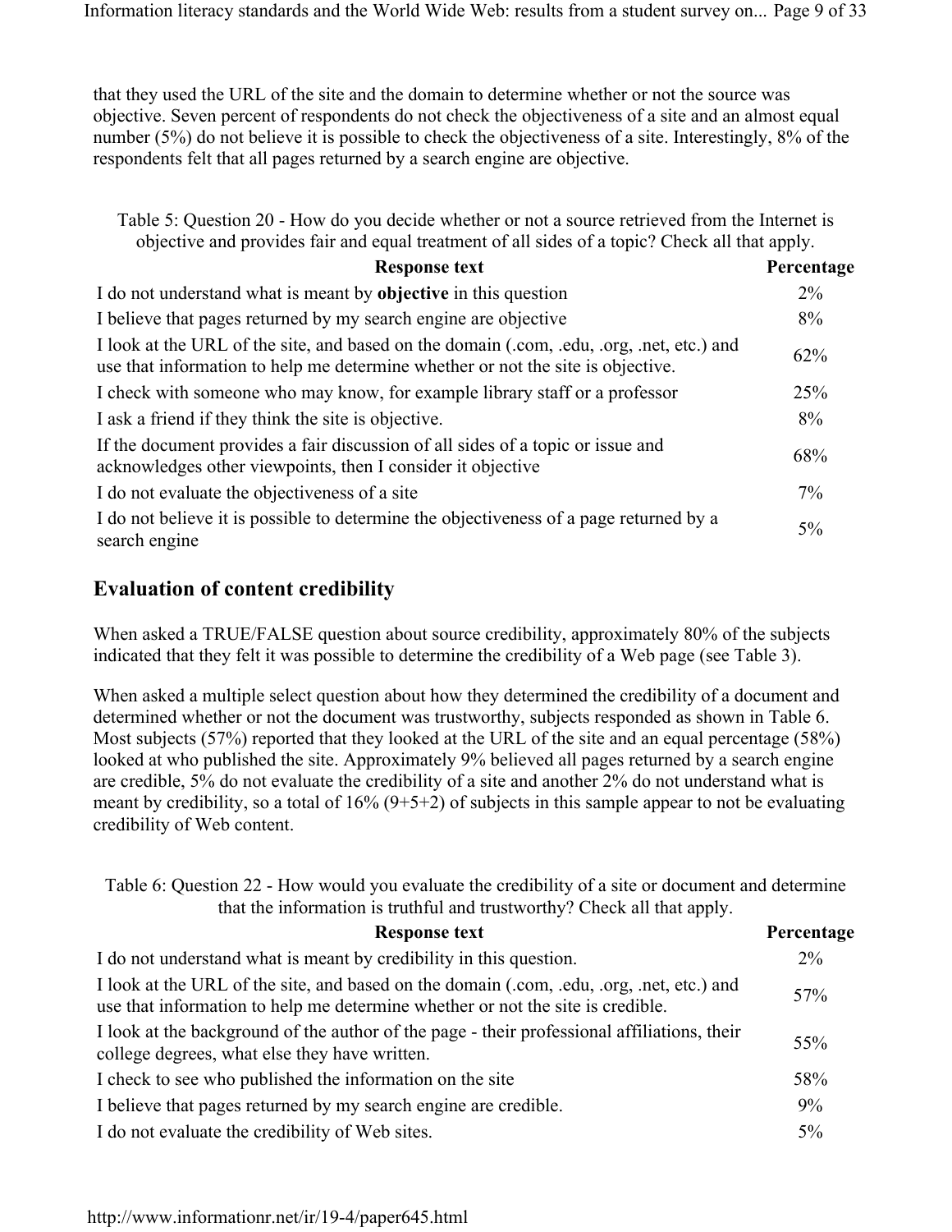that they used the URL of the site and the domain to determine whether or not the source was objective. Seven percent of respondents do not check the objectiveness of a site and an almost equal number (5%) do not believe it is possible to check the objectiveness of a site. Interestingly, 8% of the respondents felt that all pages returned by a search engine are objective.

Table 5: Question 20 - How do you decide whether or not a source retrieved from the Internet is objective and provides fair and equal treatment of all sides of a topic? Check all that apply.

| Response text | Percentage |
| --- | --- |
| I do not understand what is meant by **objective** in this question | 2% |
| I believe that pages returned by my search engine are objective | 8% |
| I look at the URL of the site, and based on the domain (.com, .edu, .org, .net, etc.) and use that information to help me determine whether or not the site is objective. | 62% |
| I check with someone who may know, for example library staff or a professor | 25% |
| I ask a friend if they think the site is objective. | 8% |
| If the document provides a fair discussion of all sides of a topic or issue and acknowledges other viewpoints, then I consider it objective | 68% |
| I do not evaluate the objectiveness of a site | 7% |
| I do not believe it is possible to determine the objectiveness of a page returned by a search engine | 5% |

## Evaluation of content credibility

When asked a TRUE/FALSE question about source credibility, approximately 80% of the subjects indicated that they felt it was possible to determine the credibility of a Web page (see Table 3).

When asked a multiple select question about how they determined the credibility of a document and determined whether or not the document was trustworthy, subjects responded as shown in Table 6. Most subjects (57%) reported that they looked at the URL of the site and an equal percentage (58%) looked at who published the site. Approximately 9% believed all pages returned by a search engine are credible, 5% do not evaluate the credibility of a site and another 2% do not understand what is meant by credibility, so a total of 16% (9+5+2) of subjects in this sample appear to not be evaluating credibility of Web content.

Table 6: Question 22 - How would you evaluate the credibility of a site or document and determine that the information is truthful and trustworthy? Check all that apply.

| Response text | Percentage |
| --- | --- |
| I do not understand what is meant by credibility in this question. | 2% |
| I look at the URL of the site, and based on the domain (.com, .edu, .org, .net, etc.) and use that information to help me determine whether or not the site is credible. | 57% |
| I look at the background of the author of the page - their professional affiliations, their college degrees, what else they have written. | 55% |
| I check to see who published the information on the site | 58% |
| I believe that pages returned by my search engine are credible. | 9% |
| I do not evaluate the credibility of Web sites. | 5% |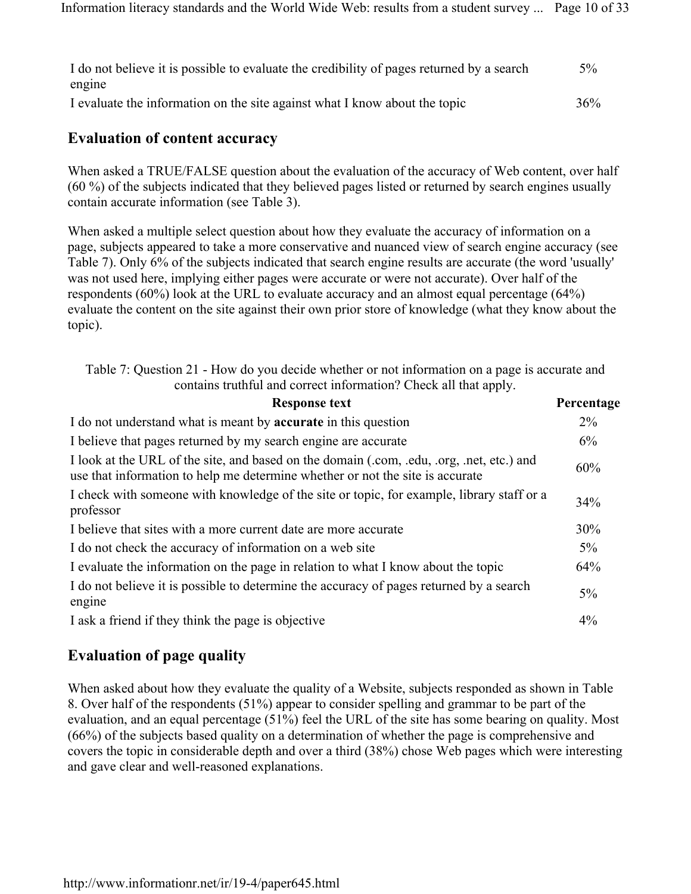| | |
|---|---|
| I do not believe it is possible to evaluate the credibility of pages returned by a search engine | 5% |
| I evaluate the information on the site against what I know about the topic | 36% |

## Evaluation of content accuracy

When asked a TRUE/FALSE question about the evaluation of the accuracy of Web content, over half (60 %) of the subjects indicated that they believed pages listed or returned by search engines usually contain accurate information (see Table 3).

When asked a multiple select question about how they evaluate the accuracy of information on a page, subjects appeared to take a more conservative and nuanced view of search engine accuracy (see Table 7). Only 6% of the subjects indicated that search engine results are accurate (the word 'usually' was not used here, implying either pages were accurate or were not accurate). Over half of the respondents (60%) look at the URL to evaluate accuracy and an almost equal percentage (64%) evaluate the content on the site against their own prior store of knowledge (what they know about the topic).

Table 7: Question 21 - How do you decide whether or not information on a page is accurate and contains truthful and correct information? Check all that apply.

| Response text | Percentage |
|---|---|
| I do not understand what is meant by **accurate** in this question | 2% |
| I believe that pages returned by my search engine are accurate | 6% |
| I look at the URL of the site, and based on the domain (.com, .edu, .org, .net, etc.) and use that information to help me determine whether or not the site is accurate | 60% |
| I check with someone with knowledge of the site or topic, for example, library staff or a professor | 34% |
| I believe that sites with a more current date are more accurate | 30% |
| I do not check the accuracy of information on a web site | 5% |
| I evaluate the information on the page in relation to what I know about the topic | 64% |
| I do not believe it is possible to determine the accuracy of pages returned by a search engine | 5% |
| I ask a friend if they think the page is objective | 4% |

## Evaluation of page quality

When asked about how they evaluate the quality of a Website, subjects responded as shown in Table 8. Over half of the respondents (51%) appear to consider spelling and grammar to be part of the evaluation, and an equal percentage (51%) feel the URL of the site has some bearing on quality. Most (66%) of the subjects based quality on a determination of whether the page is comprehensive and covers the topic in considerable depth and over a third (38%) chose Web pages which were interesting and gave clear and well-reasoned explanations.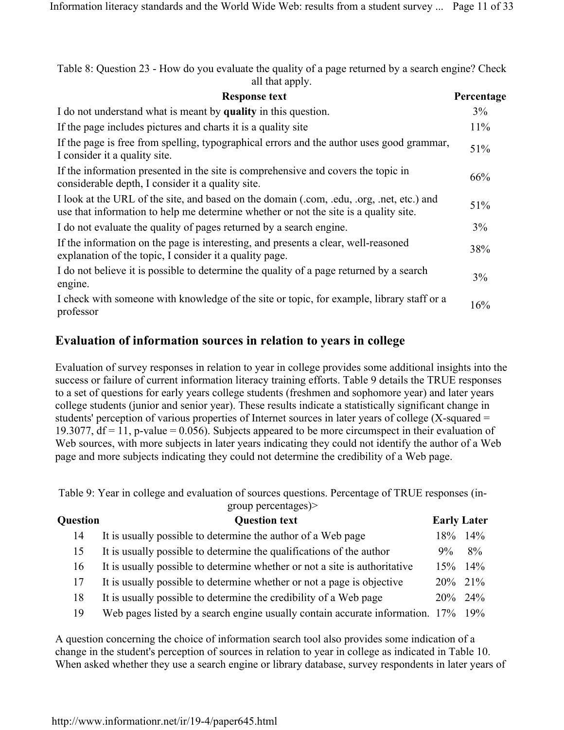Table 8: Question 23 - How do you evaluate the quality of a page returned by a search engine? Check all that apply.

| Response text | Percentage |
|---|---|
| I do not understand what is meant by **quality** in this question. | 3% |
| If the page includes pictures and charts it is a quality site | 11% |
| If the page is free from spelling, typographical errors and the author uses good grammar, I consider it a quality site. | 51% |
| If the information presented in the site is comprehensive and covers the topic in considerable depth, I consider it a quality site. | 66% |
| I look at the URL of the site, and based on the domain (.com, .edu, .org, .net, etc.) and use that information to help me determine whether or not the site is a quality site. | 51% |
| I do not evaluate the quality of pages returned by a search engine. | 3% |
| If the information on the page is interesting, and presents a clear, well-reasoned explanation of the topic, I consider it a quality page. | 38% |
| I do not believe it is possible to determine the quality of a page returned by a search engine. | 3% |
| I check with someone with knowledge of the site or topic, for example, library staff or a professor | 16% |

## Evaluation of information sources in relation to years in college

Evaluation of survey responses in relation to year in college provides some additional insights into the success or failure of current information literacy training efforts. Table 9 details the TRUE responses to a set of questions for early years college students (freshmen and sophomore year) and later years college students (junior and senior year). These results indicate a statistically significant change in students' perception of various properties of Internet sources in later years of college (X-squared = 19.3077, df = 11, p-value = 0.056). Subjects appeared to be more circumspect in their evaluation of Web sources, with more subjects in later years indicating they could not identify the author of a Web page and more subjects indicating they could not determine the credibility of a Web page.

Table 9: Year in college and evaluation of sources questions. Percentage of TRUE responses (in-group percentages)>

| Question | Question text | Early | Later |
|---|---|---|---|
| 14 | It is usually possible to determine the author of a Web page | 18% | 14% |
| 15 | It is usually possible to determine the qualifications of the author | 9% | 8% |
| 16 | It is usually possible to determine whether or not a site is authoritative | 15% | 14% |
| 17 | It is usually possible to determine whether or not a page is objective | 20% | 21% |
| 18 | It is usually possible to determine the credibility of a Web page | 20% | 24% |
| 19 | Web pages listed by a search engine usually contain accurate information. | 17% | 19% |

A question concerning the choice of information search tool also provides some indication of a change in the student's perception of sources in relation to year in college as indicated in Table 10. When asked whether they use a search engine or library database, survey respondents in later years of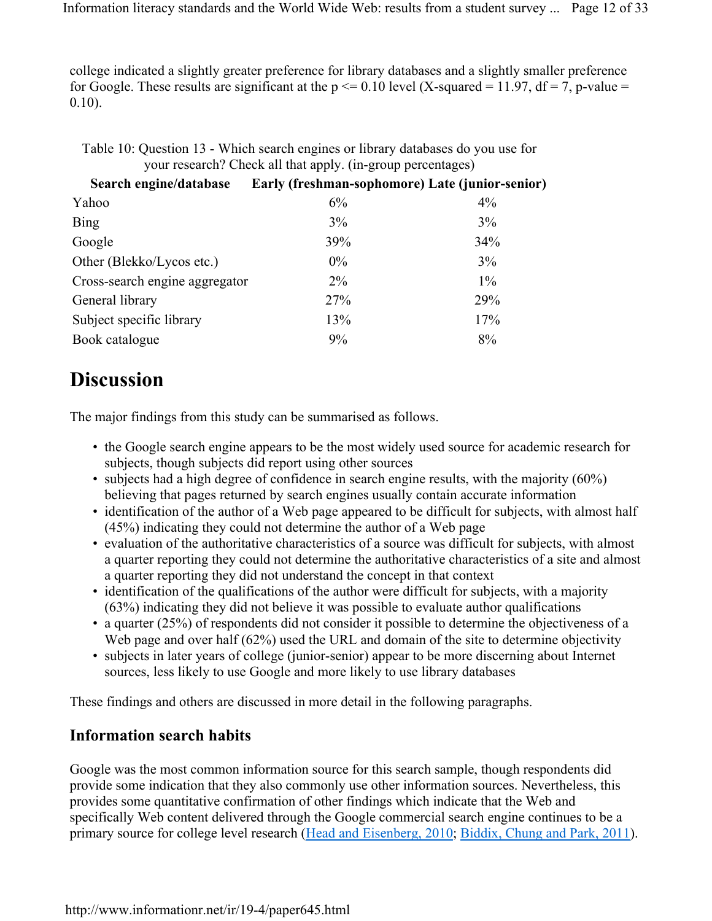college indicated a slightly greater preference for library databases and a slightly smaller preference for Google. These results are significant at the $p <= 0.10$ level (X-squared = 11.97, df = 7, p-value = 0.10).

Table 10: Question 13 - Which search engines or library databases do you use for your research? Check all that apply. (in-group percentages)

| Search engine/database | Early (freshman-sophomore) | Late (junior-senior) |
|---|---|---|
| Yahoo | 6% | 4% |
| Bing | 3% | 3% |
| Google | 39% | 34% |
| Other (Blekko/Lycos etc.) | 0% | 3% |
| Cross-search engine aggregator | 2% | 1% |
| General library | 27% | 29% |
| Subject specific library | 13% | 17% |
| Book catalogue | 9% | 8% |

# Discussion

The major findings from this study can be summarised as follows.

- the Google search engine appears to be the most widely used source for academic research for subjects, though subjects did report using other sources
- subjects had a high degree of confidence in search engine results, with the majority (60%) believing that pages returned by search engines usually contain accurate information
- identification of the author of a Web page appeared to be difficult for subjects, with almost half (45%) indicating they could not determine the author of a Web page
- evaluation of the authoritative characteristics of a source was difficult for subjects, with almost a quarter reporting they could not determine the authoritative characteristics of a site and almost a quarter reporting they did not understand the concept in that context
- identification of the qualifications of the author were difficult for subjects, with a majority (63%) indicating they did not believe it was possible to evaluate author qualifications
- a quarter (25%) of respondents did not consider it possible to determine the objectiveness of a Web page and over half (62%) used the URL and domain of the site to determine objectivity
- subjects in later years of college (junior-senior) appear to be more discerning about Internet sources, less likely to use Google and more likely to use library databases

These findings and others are discussed in more detail in the following paragraphs.

## Information search habits

Google was the most common information source for this search sample, though respondents did provide some indication that they also commonly use other information sources. Nevertheless, this provides some quantitative confirmation of other findings which indicate that the Web and specifically Web content delivered through the Google commercial search engine continues to be a primary source for college level research (Head and Eisenberg, 2010; Biddix, Chung and Park, 2011).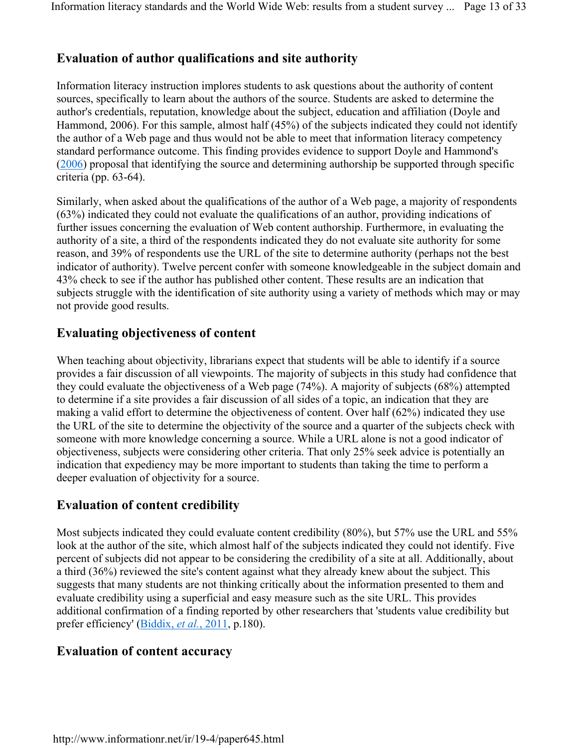## Evaluation of author qualifications and site authority

Information literacy instruction implores students to ask questions about the authority of content sources, specifically to learn about the authors of the source. Students are asked to determine the author's credentials, reputation, knowledge about the subject, education and affiliation (Doyle and Hammond, 2006). For this sample, almost half (45%) of the subjects indicated they could not identify the author of a Web page and thus would not be able to meet that information literacy competency standard performance outcome. This finding provides evidence to support Doyle and Hammond's (2006) proposal that identifying the source and determining authorship be supported through specific criteria (pp. 63-64).

Similarly, when asked about the qualifications of the author of a Web page, a majority of respondents (63%) indicated they could not evaluate the qualifications of an author, providing indications of further issues concerning the evaluation of Web content authorship. Furthermore, in evaluating the authority of a site, a third of the respondents indicated they do not evaluate site authority for some reason, and 39% of respondents use the URL of the site to determine authority (perhaps not the best indicator of authority). Twelve percent confer with someone knowledgeable in the subject domain and 43% check to see if the author has published other content. These results are an indication that subjects struggle with the identification of site authority using a variety of methods which may or may not provide good results.

## Evaluating objectiveness of content

When teaching about objectivity, librarians expect that students will be able to identify if a source provides a fair discussion of all viewpoints. The majority of subjects in this study had confidence that they could evaluate the objectiveness of a Web page (74%). A majority of subjects (68%) attempted to determine if a site provides a fair discussion of all sides of a topic, an indication that they are making a valid effort to determine the objectiveness of content. Over half (62%) indicated they use the URL of the site to determine the objectivity of the source and a quarter of the subjects check with someone with more knowledge concerning a source. While a URL alone is not a good indicator of objectiveness, subjects were considering other criteria. That only 25% seek advice is potentially an indication that expediency may be more important to students than taking the time to perform a deeper evaluation of objectivity for a source.

## Evaluation of content credibility

Most subjects indicated they could evaluate content credibility (80%), but 57% use the URL and 55% look at the author of the site, which almost half of the subjects indicated they could not identify. Five percent of subjects did not appear to be considering the credibility of a site at all. Additionally, about a third (36%) reviewed the site's content against what they already knew about the subject. This suggests that many students are not thinking critically about the information presented to them and evaluate credibility using a superficial and easy measure such as the site URL. This provides additional confirmation of a finding reported by other researchers that 'students value credibility but prefer efficiency' (Biddix, *et al.*, 2011, p.180).

## Evaluation of content accuracy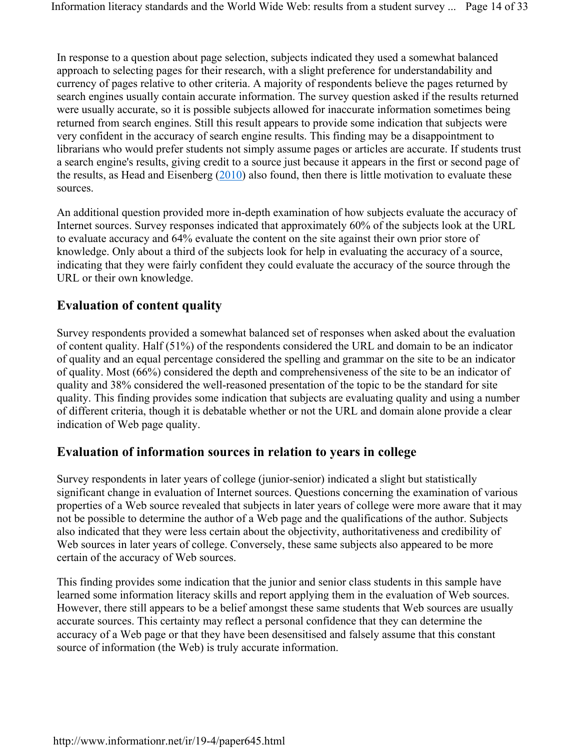In response to a question about page selection, subjects indicated they used a somewhat balanced approach to selecting pages for their research, with a slight preference for understandability and currency of pages relative to other criteria. A majority of respondents believe the pages returned by search engines usually contain accurate information. The survey question asked if the results returned were usually accurate, so it is possible subjects allowed for inaccurate information sometimes being returned from search engines. Still this result appears to provide some indication that subjects were very confident in the accuracy of search engine results. This finding may be a disappointment to librarians who would prefer students not simply assume pages or articles are accurate. If students trust a search engine's results, giving credit to a source just because it appears in the first or second page of the results, as Head and Eisenberg (2010) also found, then there is little motivation to evaluate these sources.

An additional question provided more in-depth examination of how subjects evaluate the accuracy of Internet sources. Survey responses indicated that approximately 60% of the subjects look at the URL to evaluate accuracy and 64% evaluate the content on the site against their own prior store of knowledge. Only about a third of the subjects look for help in evaluating the accuracy of a source, indicating that they were fairly confident they could evaluate the accuracy of the source through the URL or their own knowledge.

## Evaluation of content quality

Survey respondents provided a somewhat balanced set of responses when asked about the evaluation of content quality. Half (51%) of the respondents considered the URL and domain to be an indicator of quality and an equal percentage considered the spelling and grammar on the site to be an indicator of quality. Most (66%) considered the depth and comprehensiveness of the site to be an indicator of quality and 38% considered the well-reasoned presentation of the topic to be the standard for site quality. This finding provides some indication that subjects are evaluating quality and using a number of different criteria, though it is debatable whether or not the URL and domain alone provide a clear indication of Web page quality.

## Evaluation of information sources in relation to years in college

Survey respondents in later years of college (junior-senior) indicated a slight but statistically significant change in evaluation of Internet sources. Questions concerning the examination of various properties of a Web source revealed that subjects in later years of college were more aware that it may not be possible to determine the author of a Web page and the qualifications of the author. Subjects also indicated that they were less certain about the objectivity, authoritativeness and credibility of Web sources in later years of college. Conversely, these same subjects also appeared to be more certain of the accuracy of Web sources.

This finding provides some indication that the junior and senior class students in this sample have learned some information literacy skills and report applying them in the evaluation of Web sources. However, there still appears to be a belief amongst these same students that Web sources are usually accurate sources. This certainty may reflect a personal confidence that they can determine the accuracy of a Web page or that they have been desensitised and falsely assume that this constant source of information (the Web) is truly accurate information.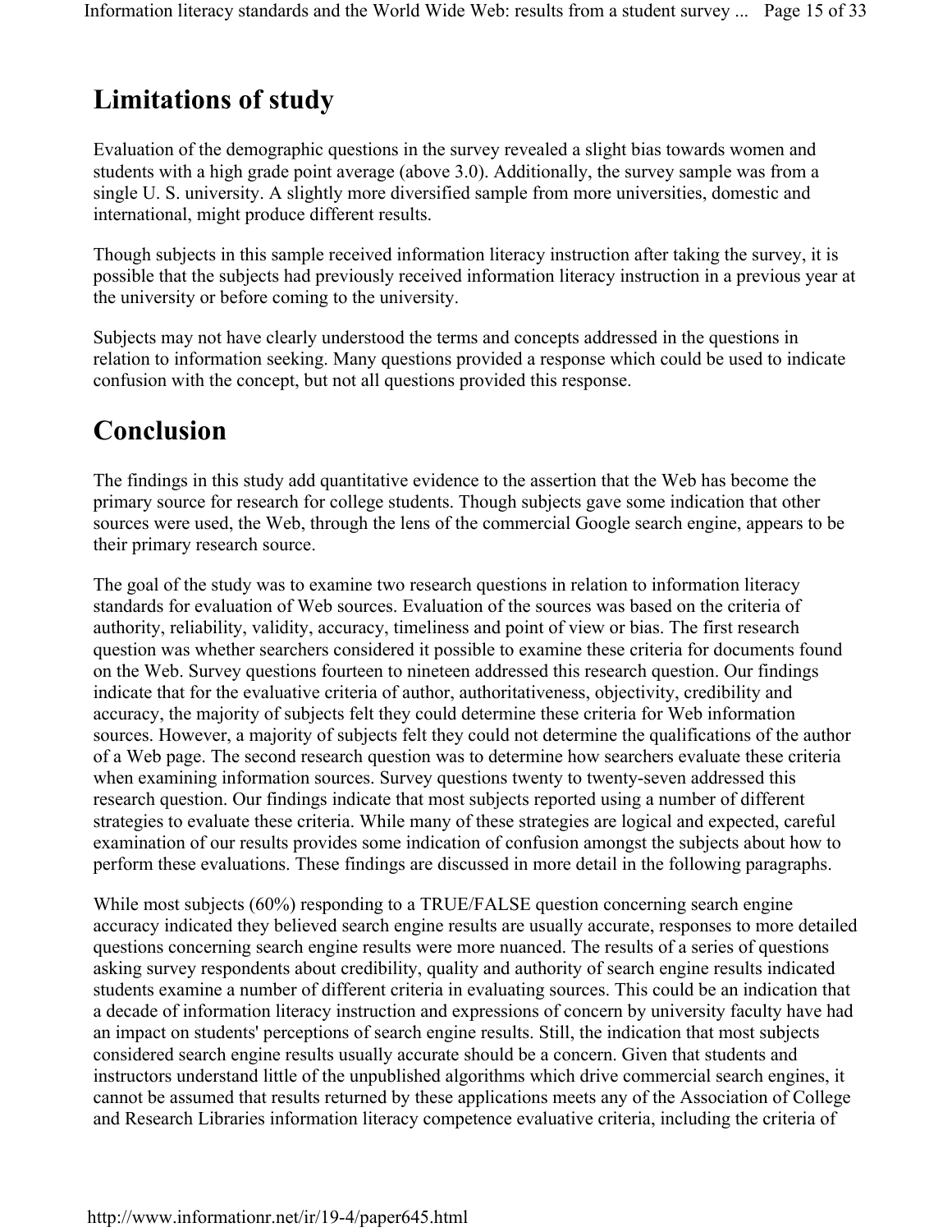## Limitations of study

Evaluation of the demographic questions in the survey revealed a slight bias towards women and students with a high grade point average (above 3.0). Additionally, the survey sample was from a single U. S. university. A slightly more diversified sample from more universities, domestic and international, might produce different results.

Though subjects in this sample received information literacy instruction after taking the survey, it is possible that the subjects had previously received information literacy instruction in a previous year at the university or before coming to the university.

Subjects may not have clearly understood the terms and concepts addressed in the questions in relation to information seeking. Many questions provided a response which could be used to indicate confusion with the concept, but not all questions provided this response.

## Conclusion

The findings in this study add quantitative evidence to the assertion that the Web has become the primary source for research for college students. Though subjects gave some indication that other sources were used, the Web, through the lens of the commercial Google search engine, appears to be their primary research source.

The goal of the study was to examine two research questions in relation to information literacy standards for evaluation of Web sources. Evaluation of the sources was based on the criteria of authority, reliability, validity, accuracy, timeliness and point of view or bias. The first research question was whether searchers considered it possible to examine these criteria for documents found on the Web. Survey questions fourteen to nineteen addressed this research question. Our findings indicate that for the evaluative criteria of author, authoritativeness, objectivity, credibility and accuracy, the majority of subjects felt they could determine these criteria for Web information sources. However, a majority of subjects felt they could not determine the qualifications of the author of a Web page. The second research question was to determine how searchers evaluate these criteria when examining information sources. Survey questions twenty to twenty-seven addressed this research question. Our findings indicate that most subjects reported using a number of different strategies to evaluate these criteria. While many of these strategies are logical and expected, careful examination of our results provides some indication of confusion amongst the subjects about how to perform these evaluations. These findings are discussed in more detail in the following paragraphs.

While most subjects (60%) responding to a TRUE/FALSE question concerning search engine accuracy indicated they believed search engine results are usually accurate, responses to more detailed questions concerning search engine results were more nuanced. The results of a series of questions asking survey respondents about credibility, quality and authority of search engine results indicated students examine a number of different criteria in evaluating sources. This could be an indication that a decade of information literacy instruction and expressions of concern by university faculty have had an impact on students' perceptions of search engine results. Still, the indication that most subjects considered search engine results usually accurate should be a concern. Given that students and instructors understand little of the unpublished algorithms which drive commercial search engines, it cannot be assumed that results returned by these applications meets any of the Association of College and Research Libraries information literacy competence evaluative criteria, including the criteria of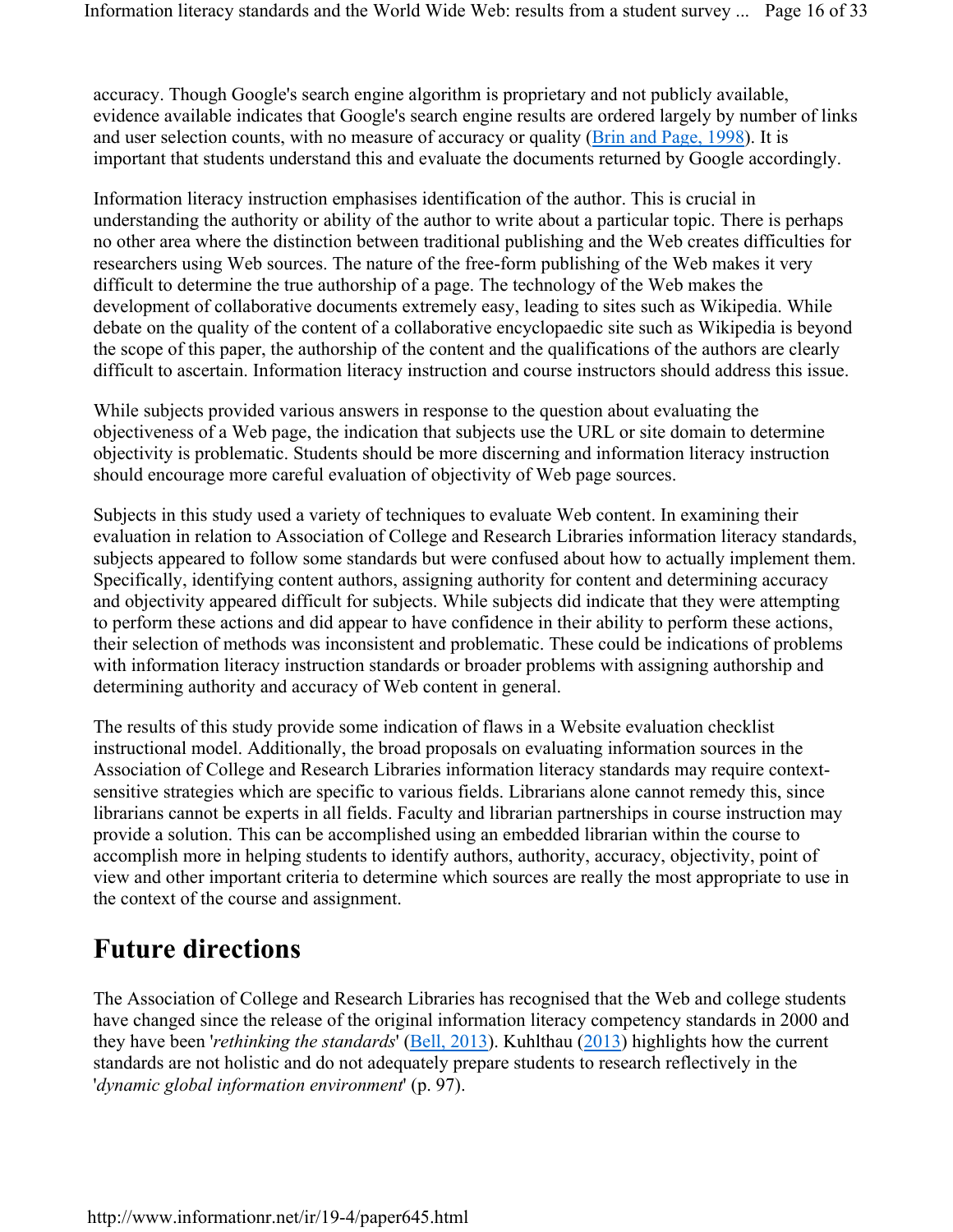accuracy. Though Google's search engine algorithm is proprietary and not publicly available, evidence available indicates that Google's search engine results are ordered largely by number of links and user selection counts, with no measure of accuracy or quality (Brin and Page, 1998). It is important that students understand this and evaluate the documents returned by Google accordingly.

Information literacy instruction emphasises identification of the author. This is crucial in understanding the authority or ability of the author to write about a particular topic. There is perhaps no other area where the distinction between traditional publishing and the Web creates difficulties for researchers using Web sources. The nature of the free-form publishing of the Web makes it very difficult to determine the true authorship of a page. The technology of the Web makes the development of collaborative documents extremely easy, leading to sites such as Wikipedia. While debate on the quality of the content of a collaborative encyclopaedic site such as Wikipedia is beyond the scope of this paper, the authorship of the content and the qualifications of the authors are clearly difficult to ascertain. Information literacy instruction and course instructors should address this issue.

While subjects provided various answers in response to the question about evaluating the objectiveness of a Web page, the indication that subjects use the URL or site domain to determine objectivity is problematic. Students should be more discerning and information literacy instruction should encourage more careful evaluation of objectivity of Web page sources.

Subjects in this study used a variety of techniques to evaluate Web content. In examining their evaluation in relation to Association of College and Research Libraries information literacy standards, subjects appeared to follow some standards but were confused about how to actually implement them. Specifically, identifying content authors, assigning authority for content and determining accuracy and objectivity appeared difficult for subjects. While subjects did indicate that they were attempting to perform these actions and did appear to have confidence in their ability to perform these actions, their selection of methods was inconsistent and problematic. These could be indications of problems with information literacy instruction standards or broader problems with assigning authorship and determining authority and accuracy of Web content in general.

The results of this study provide some indication of flaws in a Website evaluation checklist instructional model. Additionally, the broad proposals on evaluating information sources in the Association of College and Research Libraries information literacy standards may require context-sensitive strategies which are specific to various fields. Librarians alone cannot remedy this, since librarians cannot be experts in all fields. Faculty and librarian partnerships in course instruction may provide a solution. This can be accomplished using an embedded librarian within the course to accomplish more in helping students to identify authors, authority, accuracy, objectivity, point of view and other important criteria to determine which sources are really the most appropriate to use in the context of the course and assignment.

## Future directions

The Association of College and Research Libraries has recognised that the Web and college students have changed since the release of the original information literacy competency standards in 2000 and they have been '*rethinking the standards*' (Bell, 2013). Kuhlthau (2013) highlights how the current standards are not holistic and do not adequately prepare students to research reflectively in the '*dynamic global information environment*' (p. 97).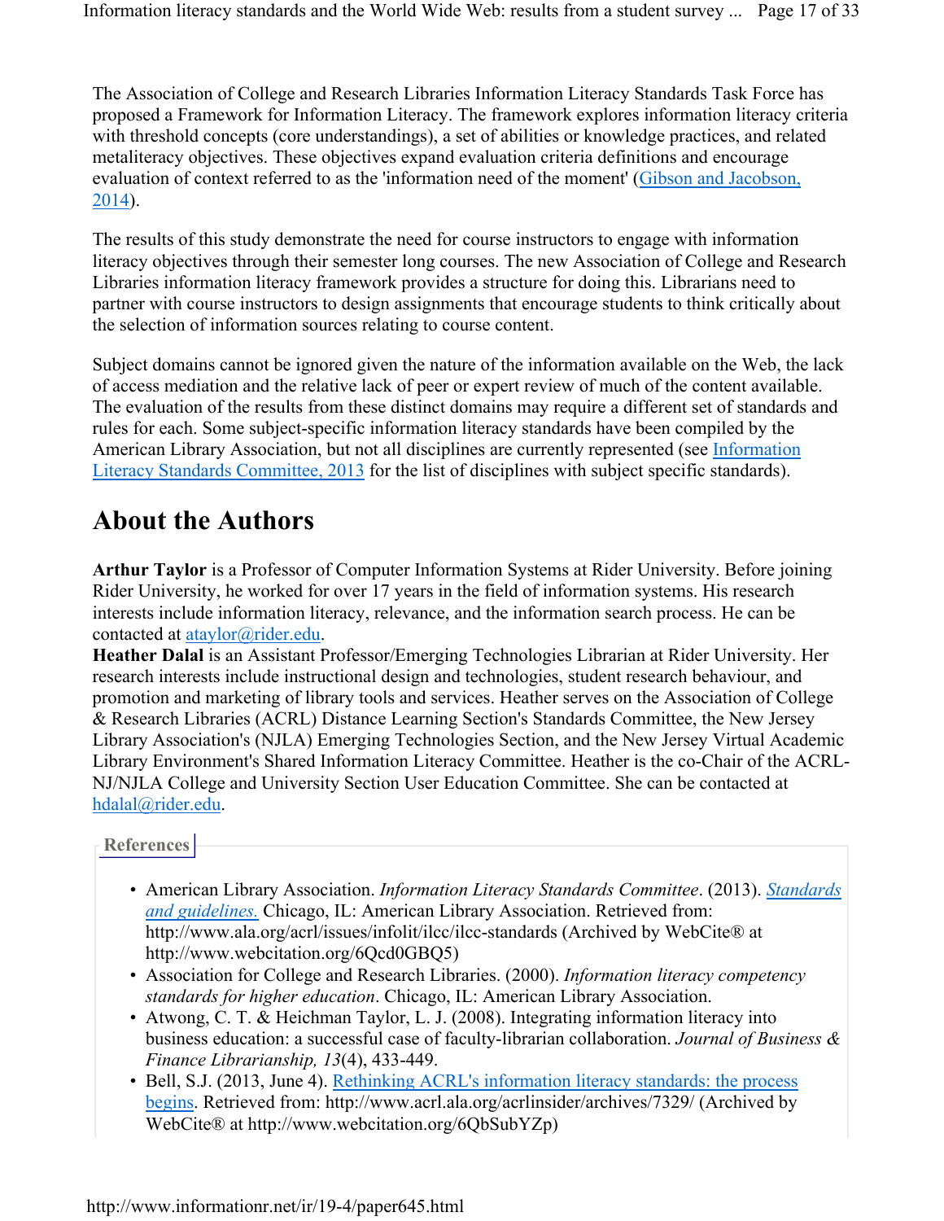The Association of College and Research Libraries Information Literacy Standards Task Force has proposed a Framework for Information Literacy. The framework explores information literacy criteria with threshold concepts (core understandings), a set of abilities or knowledge practices, and related metaliteracy objectives. These objectives expand evaluation criteria definitions and encourage evaluation of context referred to as the 'information need of the moment' ([Gibson and Jacobson, 2014](#)).

The results of this study demonstrate the need for course instructors to engage with information literacy objectives through their semester long courses. The new Association of College and Research Libraries information literacy framework provides a structure for doing this. Librarians need to partner with course instructors to design assignments that encourage students to think critically about the selection of information sources relating to course content.

Subject domains cannot be ignored given the nature of the information available on the Web, the lack of access mediation and the relative lack of peer or expert review of much of the content available. The evaluation of the results from these distinct domains may require a different set of standards and rules for each. Some subject-specific information literacy standards have been compiled by the American Library Association, but not all disciplines are currently represented (see [Information Literacy Standards Committee, 2013](#) for the list of disciplines with subject specific standards).

## About the Authors

**Arthur Taylor** is a Professor of Computer Information Systems at Rider University. Before joining Rider University, he worked for over 17 years in the field of information systems. His research interests include information literacy, relevance, and the information search process. He can be contacted at [ataylor@rider.edu](mailto:ataylor@rider.edu).
**Heather Dalal** is an Assistant Professor/Emerging Technologies Librarian at Rider University. Her research interests include instructional design and technologies, student research behaviour, and promotion and marketing of library tools and services. Heather serves on the Association of College & Research Libraries (ACRL) Distance Learning Section's Standards Committee, the New Jersey Library Association's (NJLA) Emerging Technologies Section, and the New Jersey Virtual Academic Library Environment's Shared Information Literacy Committee. Heather is the co-Chair of the ACRL-NJ/NJLA College and University Section User Education Committee. She can be contacted at [hdalal@rider.edu](mailto:hdalal@rider.edu).

### References

- American Library Association. *Information Literacy Standards Committee*. (2013). *[Standards and guidelines.](#)* Chicago, IL: American Library Association. Retrieved from: http://www.ala.org/acrl/issues/infolit/ilcc/ilcc-standards (Archived by WebCite® at http://www.webcitation.org/6Qcd0GBQ5)
- Association for College and Research Libraries. (2000). *Information literacy competency standards for higher education*. Chicago, IL: American Library Association.
- Atwong, C. T. & Heichman Taylor, L. J. (2008). Integrating information literacy into business education: a successful case of faculty-librarian collaboration. *Journal of Business & Finance Librarianship, 13*(4), 433-449.
- Bell, S.J. (2013, June 4). [Rethinking ACRL's information literacy standards: the process begins](#). Retrieved from: http://www.acrl.ala.org/acrlinsider/archives/7329/ (Archived by WebCite® at http://www.webcitation.org/6QbSubYZp)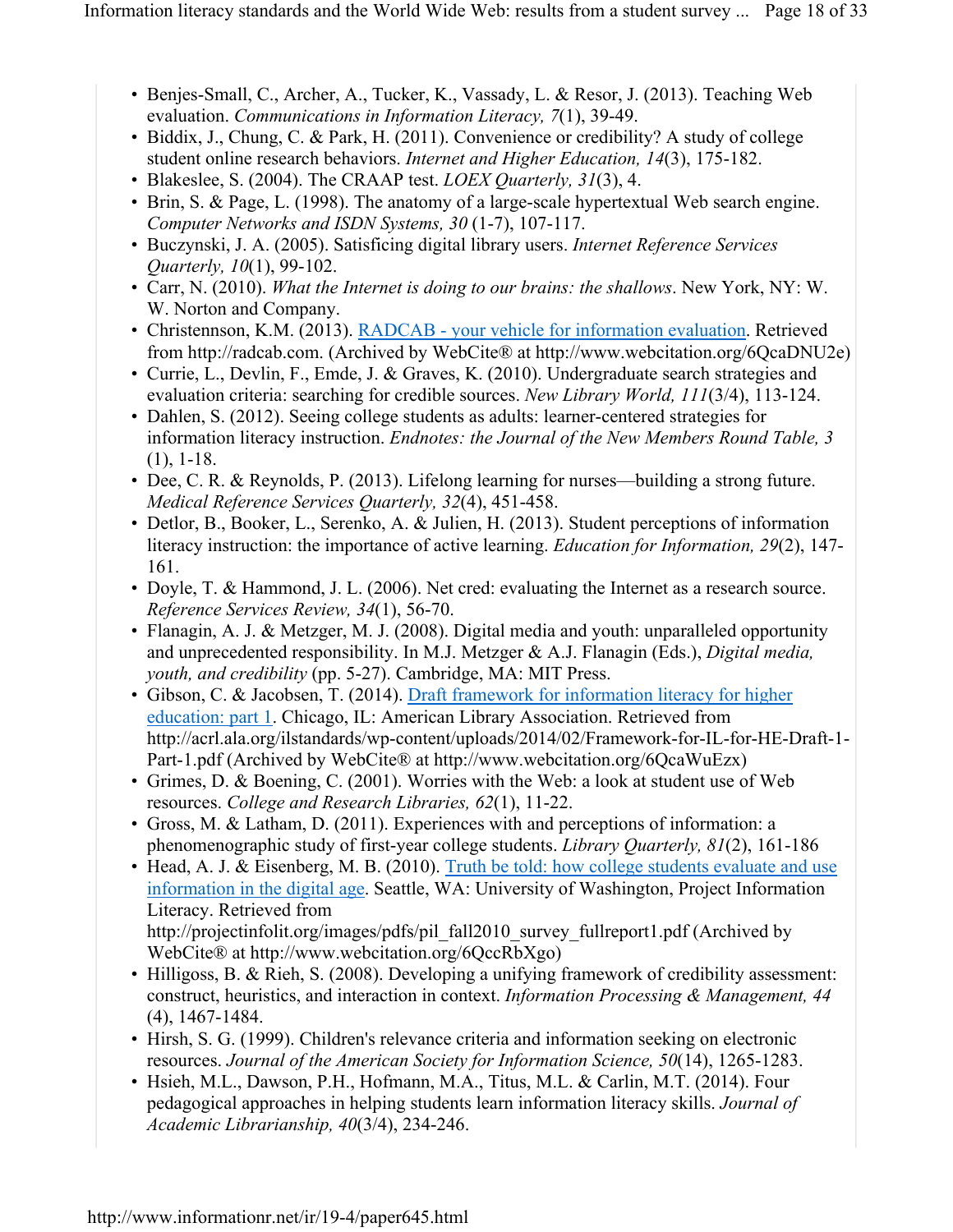- Benjes-Small, C., Archer, A., Tucker, K., Vassady, L. & Resor, J. (2013). Teaching Web evaluation. *Communications in Information Literacy, 7*(1), 39-49.
- Biddix, J., Chung, C. & Park, H. (2011). Convenience or credibility? A study of college student online research behaviors. *Internet and Higher Education, 14*(3), 175-182.
- Blakeslee, S. (2004). The CRAAP test. *LOEX Quarterly, 31*(3), 4.
- Brin, S. & Page, L. (1998). The anatomy of a large-scale hypertextual Web search engine. *Computer Networks and ISDN Systems, 30* (1-7), 107-117.
- Buczynski, J. A. (2005). Satisficing digital library users. *Internet Reference Services Quarterly, 10*(1), 99-102.
- Carr, N. (2010). *What the Internet is doing to our brains: the shallows*. New York, NY: W. W. Norton and Company.
- Christennson, K.M. (2013). [RADCAB - your vehicle for information evaluation](). Retrieved from http://radcab.com. (Archived by WebCite® at http://www.webcitation.org/6QcaDNU2e)
- Currie, L., Devlin, F., Emde, J. & Graves, K. (2010). Undergraduate search strategies and evaluation criteria: searching for credible sources. *New Library World, 111*(3/4), 113-124.
- Dahlen, S. (2012). Seeing college students as adults: learner-centered strategies for information literacy instruction. *Endnotes: the Journal of the New Members Round Table, 3* (1), 1-18.
- Dee, C. R. & Reynolds, P. (2013). Lifelong learning for nurses—building a strong future. *Medical Reference Services Quarterly, 32*(4), 451-458.
- Detlor, B., Booker, L., Serenko, A. & Julien, H. (2013). Student perceptions of information literacy instruction: the importance of active learning. *Education for Information, 29*(2), 147-161.
- Doyle, T. & Hammond, J. L. (2006). Net cred: evaluating the Internet as a research source. *Reference Services Review, 34*(1), 56-70.
- Flanagin, A. J. & Metzger, M. J. (2008). Digital media and youth: unparalleled opportunity and unprecedented responsibility. In M.J. Metzger & A.J. Flanagin (Eds.), *Digital media, youth, and credibility* (pp. 5-27). Cambridge, MA: MIT Press.
- Gibson, C. & Jacobsen, T. (2014). [Draft framework for information literacy for higher education: part 1](). Chicago, IL: American Library Association. Retrieved from http://acrl.ala.org/ilstandards/wp-content/uploads/2014/02/Framework-for-IL-for-HE-Draft-1-Part-1.pdf (Archived by WebCite® at http://www.webcitation.org/6QcaWuEzx)
- Grimes, D. & Boening, C. (2001). Worries with the Web: a look at student use of Web resources. *College and Research Libraries, 62*(1), 11-22.
- Gross, M. & Latham, D. (2011). Experiences with and perceptions of information: a phenomenographic study of first-year college students. *Library Quarterly, 81*(2), 161-186
- Head, A. J. & Eisenberg, M. B. (2010). [Truth be told: how college students evaluate and use information in the digital age](). Seattle, WA: University of Washington, Project Information Literacy. Retrieved from http://projectinfolit.org/images/pdfs/pil_fall2010_survey_fullreport1.pdf (Archived by WebCite® at http://www.webcitation.org/6QccRbXgo)
- Hilligoss, B. & Rieh, S. (2008). Developing a unifying framework of credibility assessment: construct, heuristics, and interaction in context. *Information Processing & Management, 44* (4), 1467-1484.
- Hirsh, S. G. (1999). Children's relevance criteria and information seeking on electronic resources. *Journal of the American Society for Information Science, 50*(14), 1265-1283.
- Hsieh, M.L., Dawson, P.H., Hofmann, M.A., Titus, M.L. & Carlin, M.T. (2014). Four pedagogical approaches in helping students learn information literacy skills. *Journal of Academic Librarianship, 40*(3/4), 234-246.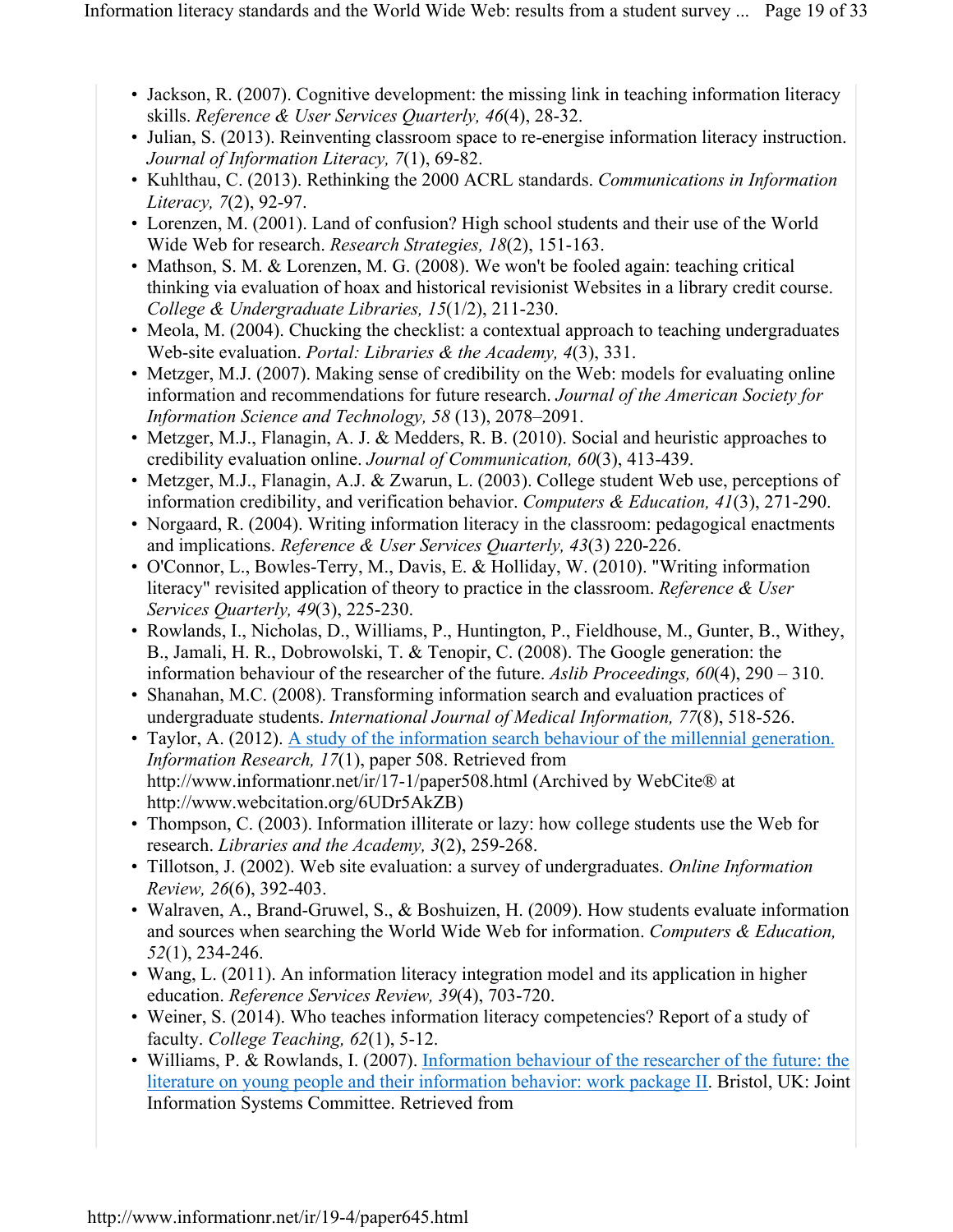- Jackson, R. (2007). Cognitive development: the missing link in teaching information literacy skills. *Reference & User Services Quarterly, 46*(4), 28-32.
- Julian, S. (2013). Reinventing classroom space to re-energise information literacy instruction. *Journal of Information Literacy, 7*(1), 69-82.
- Kuhlthau, C. (2013). Rethinking the 2000 ACRL standards. *Communications in Information Literacy, 7*(2), 92-97.
- Lorenzen, M. (2001). Land of confusion? High school students and their use of the World Wide Web for research. *Research Strategies, 18*(2), 151-163.
- Mathson, S. M. & Lorenzen, M. G. (2008). We won't be fooled again: teaching critical thinking via evaluation of hoax and historical revisionist Websites in a library credit course. *College & Undergraduate Libraries, 15*(1/2), 211-230.
- Meola, M. (2004). Chucking the checklist: a contextual approach to teaching undergraduates Web-site evaluation. *Portal: Libraries & the Academy, 4*(3), 331.
- Metzger, M.J. (2007). Making sense of credibility on the Web: models for evaluating online information and recommendations for future research. *Journal of the American Society for Information Science and Technology, 58* (13), 2078–2091.
- Metzger, M.J., Flanagin, A. J. & Medders, R. B. (2010). Social and heuristic approaches to credibility evaluation online. *Journal of Communication, 60*(3), 413-439.
- Metzger, M.J., Flanagin, A.J. & Zwarun, L. (2003). College student Web use, perceptions of information credibility, and verification behavior. *Computers & Education, 41*(3), 271-290.
- Norgaard, R. (2004). Writing information literacy in the classroom: pedagogical enactments and implications. *Reference & User Services Quarterly, 43*(3) 220-226.
- O'Connor, L., Bowles-Terry, M., Davis, E. & Holliday, W. (2010). "Writing information literacy" revisited application of theory to practice in the classroom. *Reference & User Services Quarterly, 49*(3), 225-230.
- Rowlands, I., Nicholas, D., Williams, P., Huntington, P., Fieldhouse, M., Gunter, B., Withey, B., Jamali, H. R., Dobrowolski, T. & Tenopir, C. (2008). The Google generation: the information behaviour of the researcher of the future. *Aslib Proceedings, 60*(4), 290 – 310.
- Shanahan, M.C. (2008). Transforming information search and evaluation practices of undergraduate students. *International Journal of Medical Information, 77*(8), 518-526.
- Taylor, A. (2012). [A study of the information search behaviour of the millennial generation.](http://www.informationr.net/ir/17-1/paper508.html) *Information Research, 17*(1), paper 508. Retrieved from http://www.informationr.net/ir/17-1/paper508.html (Archived by WebCite® at http://www.webcitation.org/6UDr5AkZB)
- Thompson, C. (2003). Information illiterate or lazy: how college students use the Web for research. *Libraries and the Academy, 3*(2), 259-268.
- Tillotson, J. (2002). Web site evaluation: a survey of undergraduates. *Online Information Review, 26*(6), 392-403.
- Walraven, A., Brand-Gruwel, S., & Boshuizen, H. (2009). How students evaluate information and sources when searching the World Wide Web for information. *Computers & Education, 52*(1), 234-246.
- Wang, L. (2011). An information literacy integration model and its application in higher education. *Reference Services Review, 39*(4), 703-720.
- Weiner, S. (2014). Who teaches information literacy competencies? Report of a study of faculty. *College Teaching, 62*(1), 5-12.
- Williams, P. & Rowlands, I. (2007). Information behaviour of the researcher of the future: the literature on young people and their information behavior: work package II. Bristol, UK: Joint Information Systems Committee. Retrieved from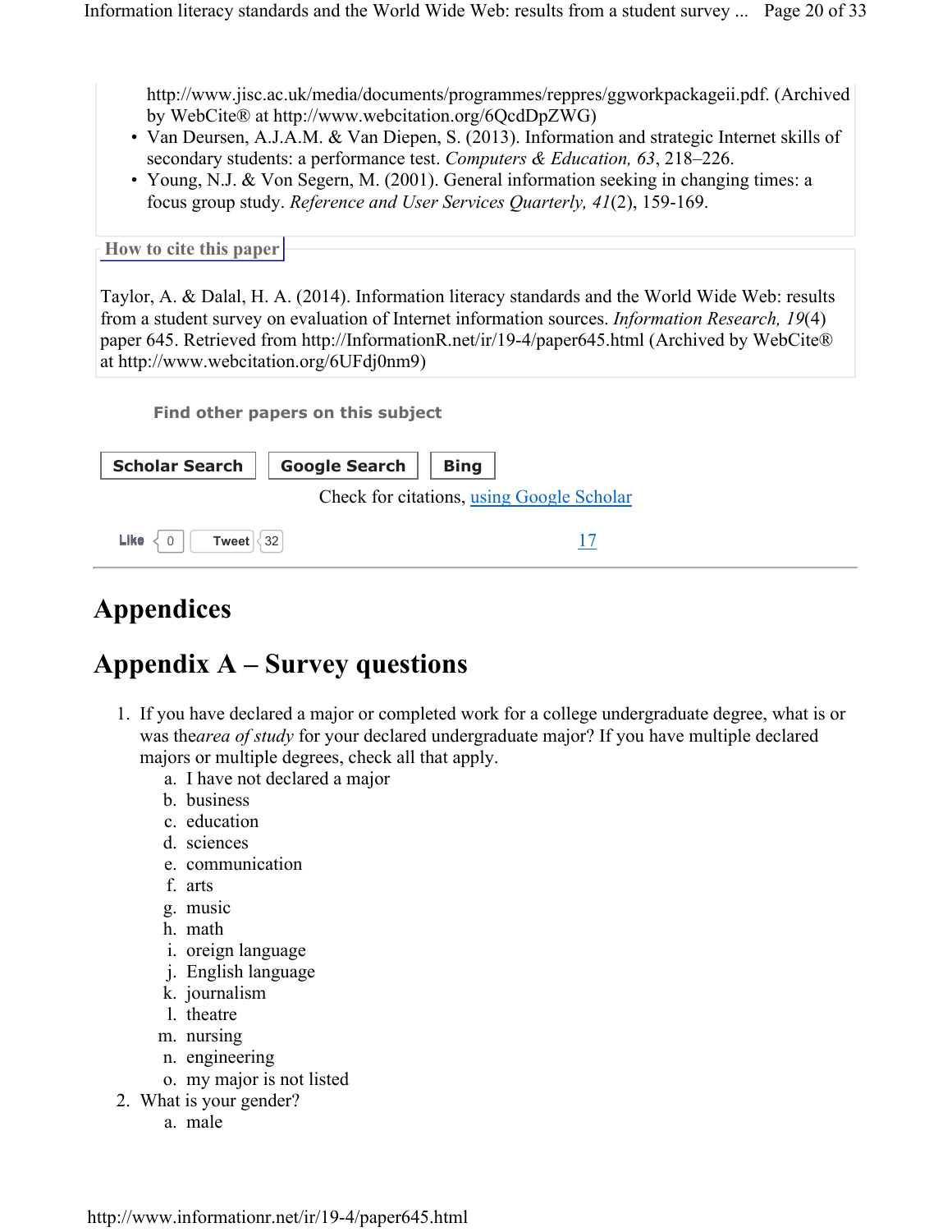http://www.jisc.ac.uk/media/documents/programmes/reppres/ggworkpackageii.pdf. (Archived by WebCite® at http://www.webcitation.org/6QcdDpZWG)

- Van Deursen, A.J.A.M. & Van Diepen, S. (2013). Information and strategic Internet skills of secondary students: a performance test. *Computers & Education, 63*, 218–226.
- Young, N.J. & Von Segern, M. (2001). General information seeking in changing times: a focus group study. *Reference and User Services Quarterly, 41*(2), 159-169.

**How to cite this paper**

Taylor, A. & Dalal, H. A. (2014). Information literacy standards and the World Wide Web: results from a student survey on evaluation of Internet information sources. *Information Research, 19*(4) paper 645. Retrieved from http://InformationR.net/ir/19-4/paper645.html (Archived by WebCite® at http://www.webcitation.org/6UFdj0nm9)

**Find other papers on this subject**

Scholar Search | Google Search | Bing

Check for citations, using Google Scholar

Like 0 Tweet 32 17

# Appendices

# Appendix A – Survey questions

1. If you have declared a major or completed work for a college undergraduate degree, what is or was the*area of study* for your declared undergraduate major? If you have multiple declared majors or multiple degrees, check all that apply.
   a. I have not declared a major
   b. business
   c. education
   d. sciences
   e. communication
   f. arts
   g. music
   h. math
   i. oreign language
   j. English language
   k. journalism
   l. theatre
   m. nursing
   n. engineering
   o. my major is not listed
2. What is your gender?
   a. male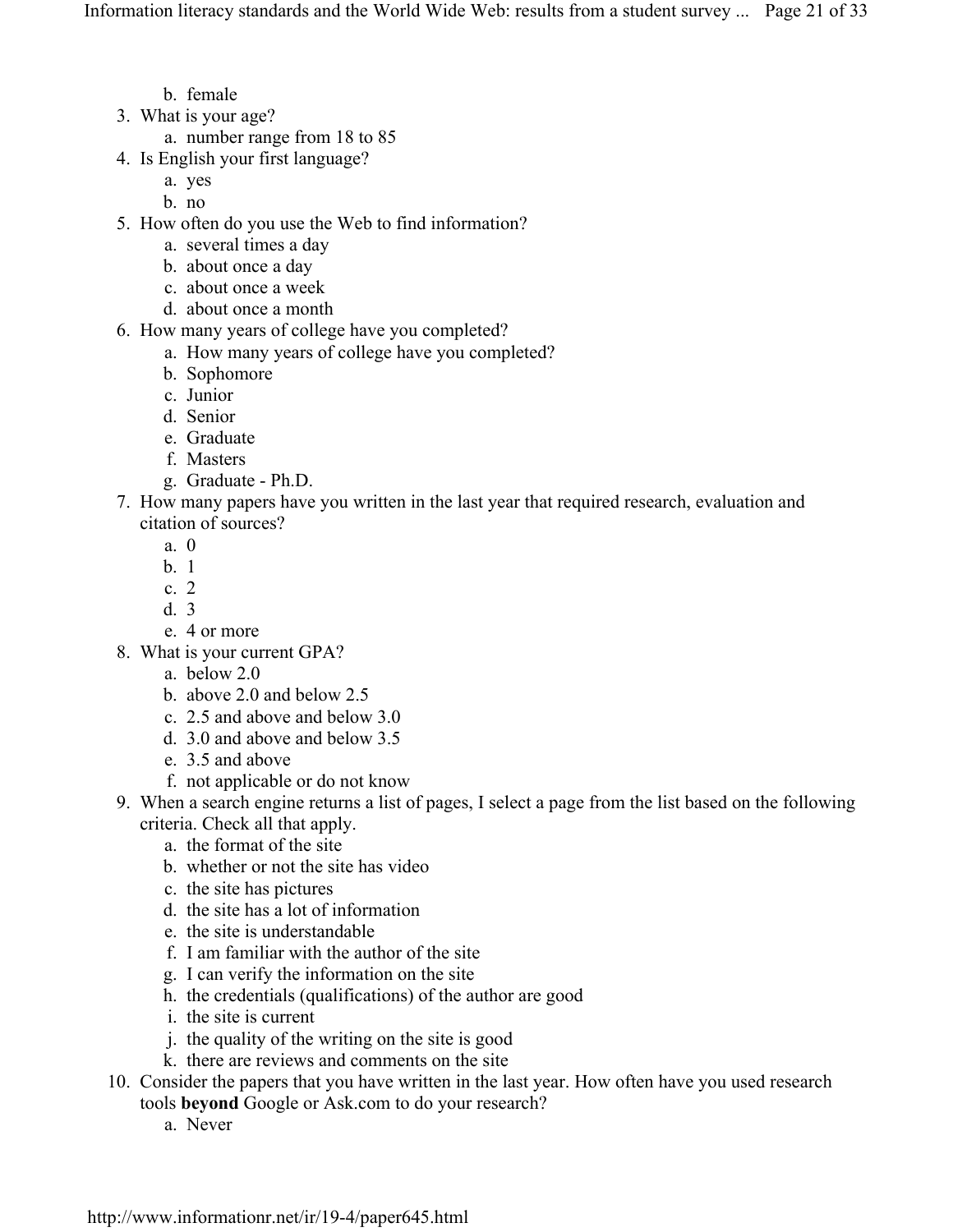b. female
3. What is your age?
   a. number range from 18 to 85
4. Is English your first language?
   a. yes
   b. no
5. How often do you use the Web to find information?
   a. several times a day
   b. about once a day
   c. about once a week
   d. about once a month
6. How many years of college have you completed?
   a. How many years of college have you completed?
   b. Sophomore
   c. Junior
   d. Senior
   e. Graduate
   f. Masters
   g. Graduate - Ph.D.
7. How many papers have you written in the last year that required research, evaluation and citation of sources?
   a. 0
   b. 1
   c. 2
   d. 3
   e. 4 or more
8. What is your current GPA?
   a. below 2.0
   b. above 2.0 and below 2.5
   c. 2.5 and above and below 3.0
   d. 3.0 and above and below 3.5
   e. 3.5 and above
   f. not applicable or do not know
9. When a search engine returns a list of pages, I select a page from the list based on the following criteria. Check all that apply.
   a. the format of the site
   b. whether or not the site has video
   c. the site has pictures
   d. the site has a lot of information
   e. the site is understandable
   f. I am familiar with the author of the site
   g. I can verify the information on the site
   h. the credentials (qualifications) of the author are good
   i. the site is current
   j. the quality of the writing on the site is good
   k. there are reviews and comments on the site
10. Consider the papers that you have written in the last year. How often have you used research tools **beyond** Google or Ask.com to do your research?
    a. Never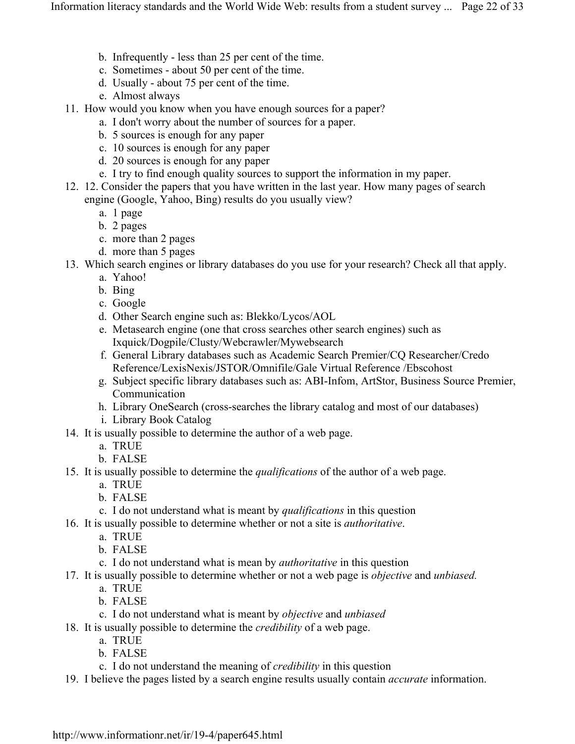b. Infrequently - less than 25 per cent of the time.
   c. Sometimes - about 50 per cent of the time.
   d. Usually - about 75 per cent of the time.
   e. Almost always
11. How would you know when you have enough sources for a paper?
   a. I don't worry about the number of sources for a paper.
   b. 5 sources is enough for any paper
   c. 10 sources is enough for any paper
   d. 20 sources is enough for any paper
   e. I try to find enough quality sources to support the information in my paper.
12. 12. Consider the papers that you have written in the last year. How many pages of search engine (Google, Yahoo, Bing) results do you usually view?
   a. 1 page
   b. 2 pages
   c. more than 2 pages
   d. more than 5 pages
13. Which search engines or library databases do you use for your research? Check all that apply.
   a. Yahoo!
   b. Bing
   c. Google
   d. Other Search engine such as: Blekko/Lycos/AOL
   e. Metasearch engine (one that cross searches other search engines) such as Ixquick/Dogpile/Clusty/Webcrawler/Mywebsearch
   f. General Library databases such as Academic Search Premier/CQ Researcher/Credo Reference/LexisNexis/JSTOR/Omnifile/Gale Virtual Reference /Ebscohost
   g. Subject specific library databases such as: ABI-Infom, ArtStor, Business Source Premier, Communication
   h. Library OneSearch (cross-searches the library catalog and most of our databases)
   i. Library Book Catalog
14. It is usually possible to determine the author of a web page.
   a. TRUE
   b. FALSE
15. It is usually possible to determine the *qualifications* of the author of a web page.
   a. TRUE
   b. FALSE
   c. I do not understand what is meant by *qualifications* in this question
16. It is usually possible to determine whether or not a site is *authoritative*.
   a. TRUE
   b. FALSE
   c. I do not understand what is mean by *authoritative* in this question
17. It is usually possible to determine whether or not a web page is *objective* and *unbiased.*
   a. TRUE
   b. FALSE
   c. I do not understand what is meant by *objective* and *unbiased*
18. It is usually possible to determine the *credibility* of a web page.
   a. TRUE
   b. FALSE
   c. I do not understand the meaning of *credibility* in this question
19. I believe the pages listed by a search engine results usually contain *accurate* information.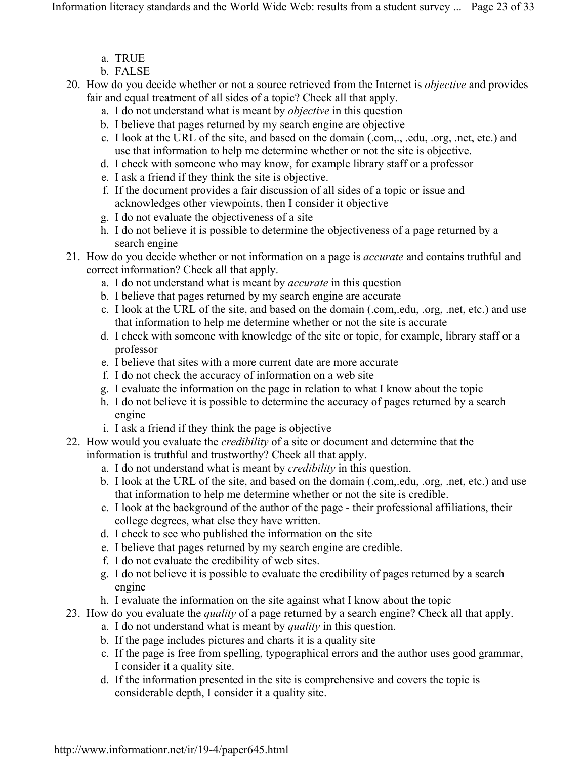a. TRUE
   b. FALSE

20. How do you decide whether or not a source retrieved from the Internet is *objective* and provides fair and equal treatment of all sides of a topic? Check all that apply.
    a. I do not understand what is meant by *objective* in this question
    b. I believe that pages returned by my search engine are objective
    c. I look at the URL of the site, and based on the domain (.com,., .edu, .org, .net, etc.) and use that information to help me determine whether or not the site is objective.
    d. I check with someone who may know, for example library staff or a professor
    e. I ask a friend if they think the site is objective.
    f. If the document provides a fair discussion of all sides of a topic or issue and acknowledges other viewpoints, then I consider it objective
    g. I do not evaluate the objectiveness of a site
    h. I do not believe it is possible to determine the objectiveness of a page returned by a search engine
21. How do you decide whether or not information on a page is *accurate* and contains truthful and correct information? Check all that apply.
    a. I do not understand what is meant by *accurate* in this question
    b. I believe that pages returned by my search engine are accurate
    c. I look at the URL of the site, and based on the domain (.com,.edu, .org, .net, etc.) and use that information to help me determine whether or not the site is accurate
    d. I check with someone with knowledge of the site or topic, for example, library staff or a professor
    e. I believe that sites with a more current date are more accurate
    f. I do not check the accuracy of information on a web site
    g. I evaluate the information on the page in relation to what I know about the topic
    h. I do not believe it is possible to determine the accuracy of pages returned by a search engine
    i. I ask a friend if they think the page is objective
22. How would you evaluate the *credibility* of a site or document and determine that the information is truthful and trustworthy? Check all that apply.
    a. I do not understand what is meant by *credibility* in this question.
    b. I look at the URL of the site, and based on the domain (.com,.edu, .org, .net, etc.) and use that information to help me determine whether or not the site is credible.
    c. I look at the background of the author of the page - their professional affiliations, their college degrees, what else they have written.
    d. I check to see who published the information on the site
    e. I believe that pages returned by my search engine are credible.
    f. I do not evaluate the credibility of web sites.
    g. I do not believe it is possible to evaluate the credibility of pages returned by a search engine
    h. I evaluate the information on the site against what I know about the topic
23. How do you evaluate the *quality* of a page returned by a search engine? Check all that apply.
    a. I do not understand what is meant by *quality* in this question.
    b. If the page includes pictures and charts it is a quality site
    c. If the page is free from spelling, typographical errors and the author uses good grammar, I consider it a quality site.
    d. If the information presented in the site is comprehensive and covers the topic is considerable depth, I consider it a quality site.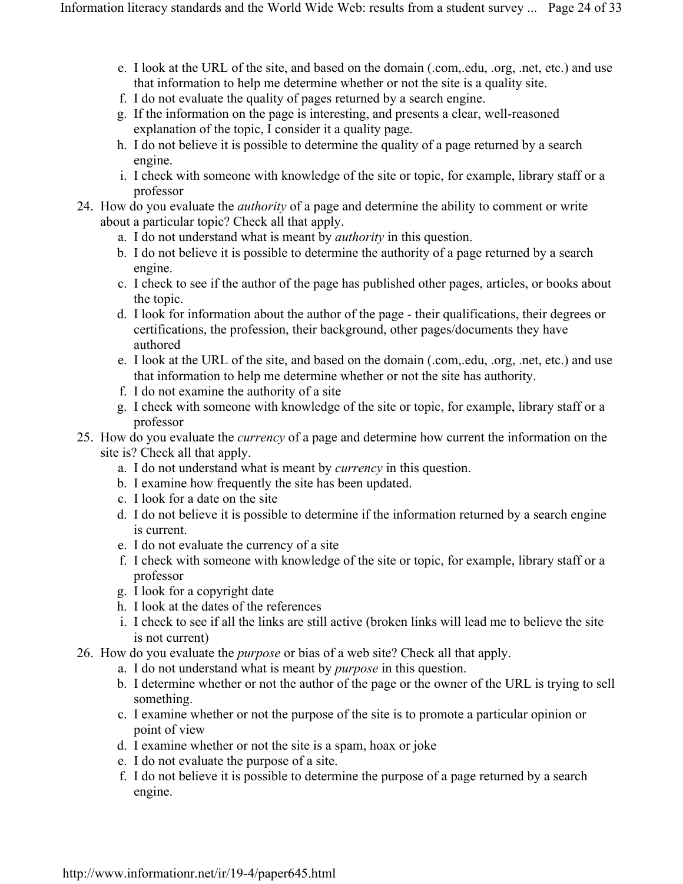e. I look at the URL of the site, and based on the domain (.com,.edu, .org, .net, etc.) and use that information to help me determine whether or not the site is a quality site.
    f. I do not evaluate the quality of pages returned by a search engine.
    g. If the information on the page is interesting, and presents a clear, well-reasoned explanation of the topic, I consider it a quality page.
    h. I do not believe it is possible to determine the quality of a page returned by a search engine.
    i. I check with someone with knowledge of the site or topic, for example, library staff or a professor

24. How do you evaluate the *authority* of a page and determine the ability to comment or write about a particular topic? Check all that apply.
    a. I do not understand what is meant by *authority* in this question.
    b. I do not believe it is possible to determine the authority of a page returned by a search engine.
    c. I check to see if the author of the page has published other pages, articles, or books about the topic.
    d. I look for information about the author of the page - their qualifications, their degrees or certifications, the profession, their background, other pages/documents they have authored
    e. I look at the URL of the site, and based on the domain (.com,.edu, .org, .net, etc.) and use that information to help me determine whether or not the site has authority.
    f. I do not examine the authority of a site
    g. I check with someone with knowledge of the site or topic, for example, library staff or a professor

25. How do you evaluate the *currency* of a page and determine how current the information on the site is? Check all that apply.
    a. I do not understand what is meant by *currency* in this question.
    b. I examine how frequently the site has been updated.
    c. I look for a date on the site
    d. I do not believe it is possible to determine if the information returned by a search engine is current.
    e. I do not evaluate the currency of a site
    f. I check with someone with knowledge of the site or topic, for example, library staff or a professor
    g. I look for a copyright date
    h. I look at the dates of the references
    i. I check to see if all the links are still active (broken links will lead me to believe the site is not current)

26. How do you evaluate the *purpose* or bias of a web site? Check all that apply.
    a. I do not understand what is meant by *purpose* in this question.
    b. I determine whether or not the author of the page or the owner of the URL is trying to sell something.
    c. I examine whether or not the purpose of the site is to promote a particular opinion or point of view
    d. I examine whether or not the site is a spam, hoax or joke
    e. I do not evaluate the purpose of a site.
    f. I do not believe it is possible to determine the purpose of a page returned by a search engine.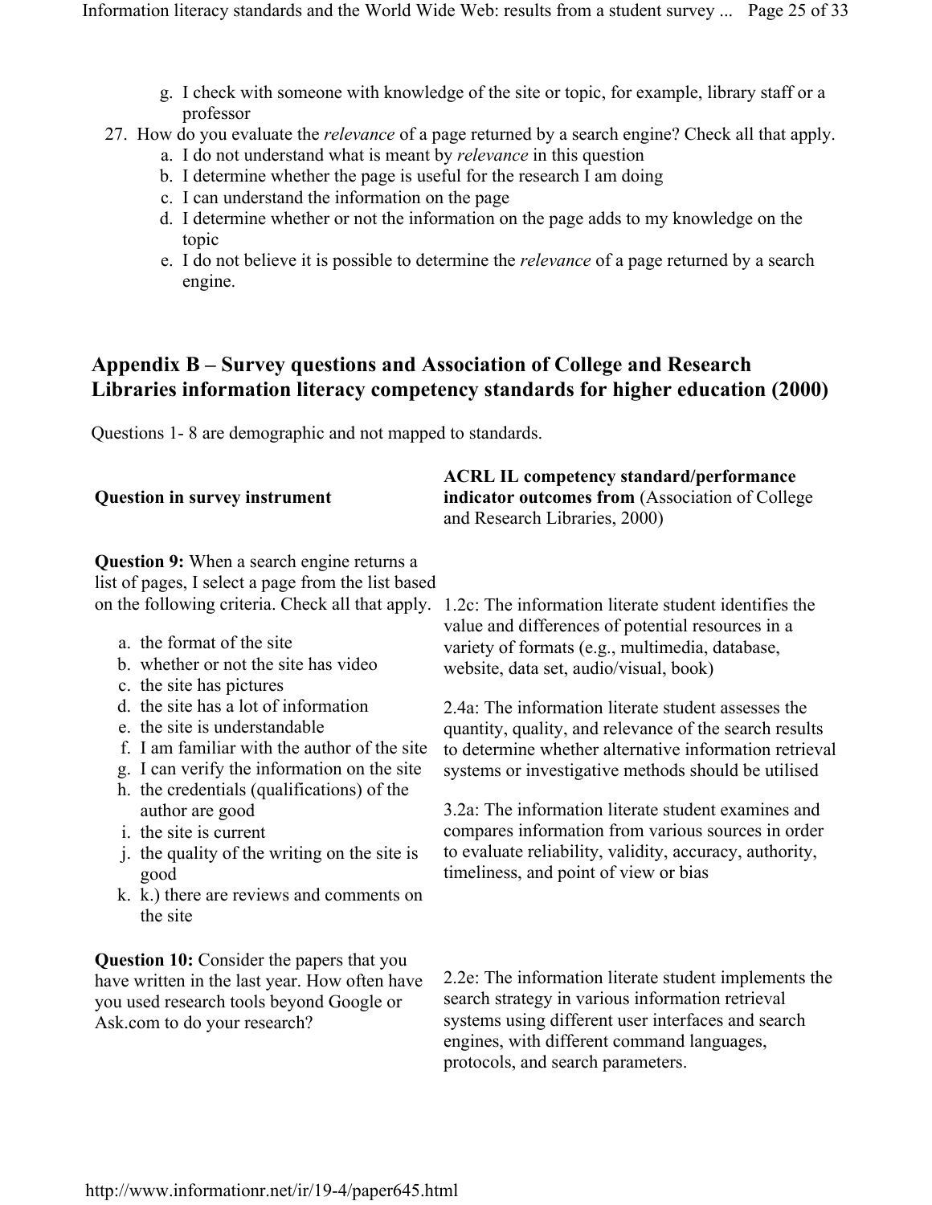g. I check with someone with knowledge of the site or topic, for example, library staff or a professor

27. How do you evaluate the *relevance* of a page returned by a search engine? Check all that apply.
    a. I do not understand what is meant by *relevance* in this question
    b. I determine whether the page is useful for the research I am doing
    c. I can understand the information on the page
    d. I determine whether or not the information on the page adds to my knowledge on the topic
    e. I do not believe it is possible to determine the *relevance* of a page returned by a search engine.

## Appendix B – Survey questions and Association of College and Research Libraries information literacy competency standards for higher education (2000)

Questions 1- 8 are demographic and not mapped to standards.

| **Question in survey instrument** | **ACRL IL competency standard/performance indicator outcomes from** (Association of College and Research Libraries, 2000) |
|---|---|
| **Question 9:** When a search engine returns a list of pages, I select a page from the list based on the following criteria. Check all that apply.<br><br>a. the format of the site<br>b. whether or not the site has video<br>c. the site has pictures<br>d. the site has a lot of information<br>e. the site is understandable<br>f. I am familiar with the author of the site<br>g. I can verify the information on the site<br>h. the credentials (qualifications) of the author are good<br>i. the site is current<br>j. the quality of the writing on the site is good<br>k. k.) there are reviews and comments on the site | 1.2c: The information literate student identifies the value and differences of potential resources in a variety of formats (e.g., multimedia, database, website, data set, audio/visual, book)<br><br>2.4a: The information literate student assesses the quantity, quality, and relevance of the search results to determine whether alternative information retrieval systems or investigative methods should be utilised<br><br>3.2a: The information literate student examines and compares information from various sources in order to evaluate reliability, validity, accuracy, authority, timeliness, and point of view or bias |
| **Question 10:** Consider the papers that you have written in the last year. How often have you used research tools beyond Google or Ask.com to do your research? | 2.2e: The information literate student implements the search strategy in various information retrieval systems using different user interfaces and search engines, with different command languages, protocols, and search parameters. |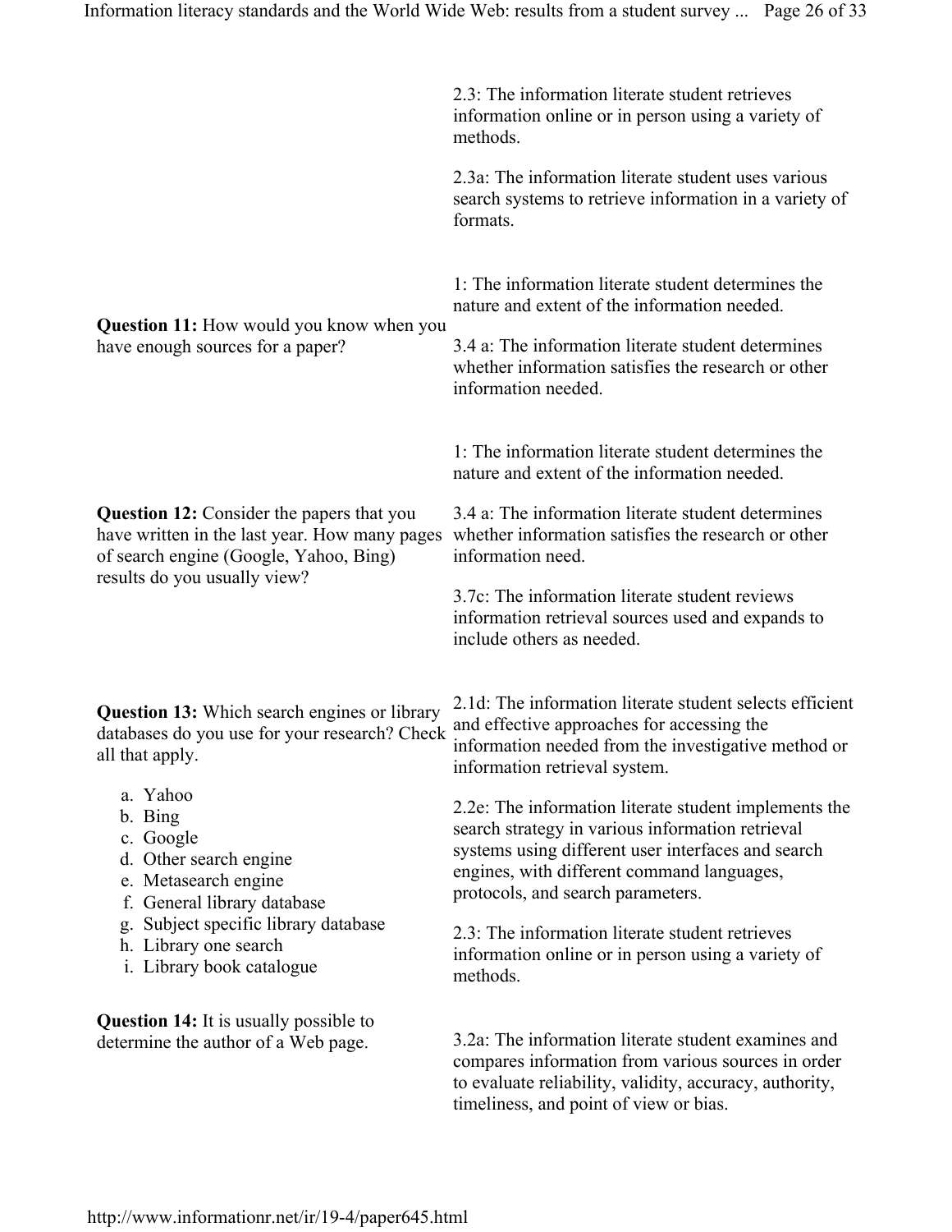| | |
|---|---|
| | 2.3: The information literate student retrieves information online or in person using a variety of methods.<br><br>2.3a: The information literate student uses various search systems to retrieve information in a variety of formats. |
| **Question 11:** How would you know when you have enough sources for a paper? | 1: The information literate student determines the nature and extent of the information needed.<br><br>3.4 a: The information literate student determines whether information satisfies the research or other information needed. |
| **Question 12:** Consider the papers that you have written in the last year. How many pages of search engine (Google, Yahoo, Bing) results do you usually view? | 1: The information literate student determines the nature and extent of the information needed.<br><br>3.4 a: The information literate student determines whether information satisfies the research or other information need.<br><br>3.7c: The information literate student reviews information retrieval sources used and expands to include others as needed. |
| **Question 13:** Which search engines or library databases do you use for your research? Check all that apply.<br><br>a. Yahoo<br>b. Bing<br>c. Google<br>d. Other search engine<br>e. Metasearch engine<br>f. General library database<br>g. Subject specific library database<br>h. Library one search<br>i. Library book catalogue | 2.1d: The information literate student selects efficient and effective approaches for accessing the information needed from the investigative method or information retrieval system.<br><br>2.2e: The information literate student implements the search strategy in various information retrieval systems using different user interfaces and search engines, with different command languages, protocols, and search parameters.<br><br>2.3: The information literate student retrieves information online or in person using a variety of methods. |
| **Question 14:** It is usually possible to determine the author of a Web page. | 3.2a: The information literate student examines and compares information from various sources in order to evaluate reliability, validity, accuracy, authority, timeliness, and point of view or bias. |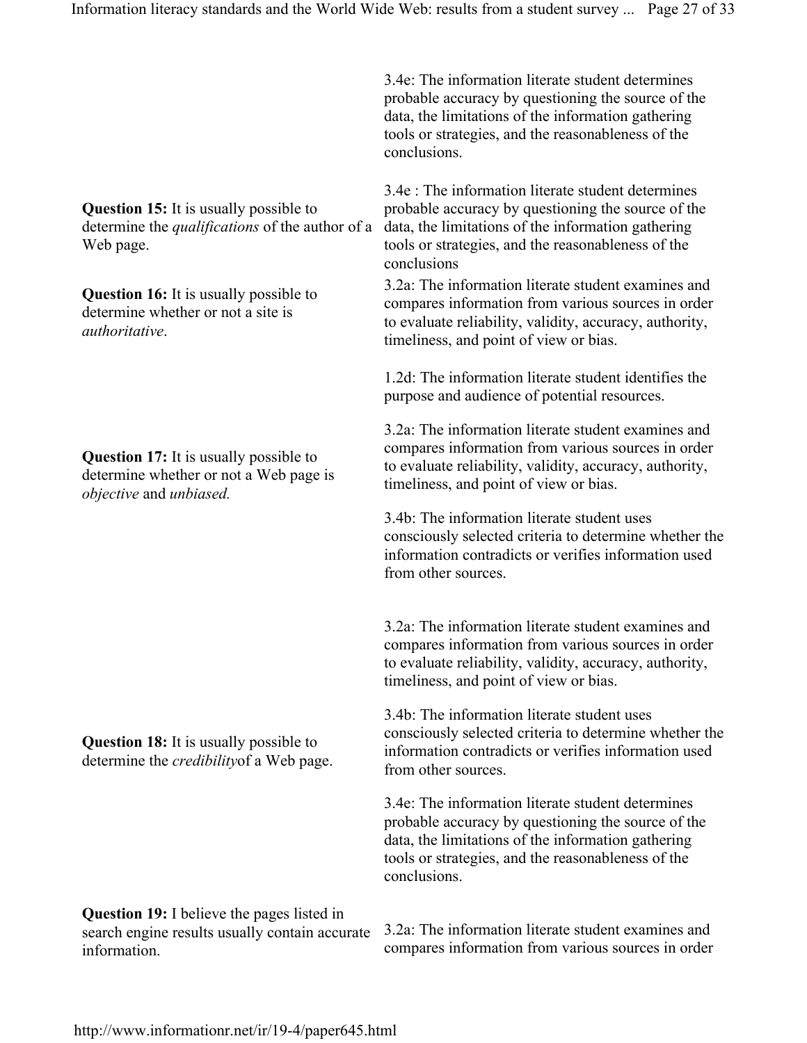| | |
|---|---|
| | 3.4e: The information literate student determines probable accuracy by questioning the source of the data, the limitations of the information gathering tools or strategies, and the reasonableness of the conclusions. |
| **Question 15:** It is usually possible to determine the *qualifications* of the author of a Web page. | 3.4e : The information literate student determines probable accuracy by questioning the source of the data, the limitations of the information gathering tools or strategies, and the reasonableness of the conclusions |
| **Question 16:** It is usually possible to determine whether or not a site is *authoritative*. | 3.2a: The information literate student examines and compares information from various sources in order to evaluate reliability, validity, accuracy, authority, timeliness, and point of view or bias.<br><br>1.2d: The information literate student identifies the purpose and audience of potential resources. |
| **Question 17:** It is usually possible to determine whether or not a Web page is *objective* and *unbiased.* | 3.2a: The information literate student examines and compares information from various sources in order to evaluate reliability, validity, accuracy, authority, timeliness, and point of view or bias.<br><br>3.4b: The information literate student uses consciously selected criteria to determine whether the information contradicts or verifies information used from other sources. |
| **Question 18:** It is usually possible to determine the *credibility*of a Web page. | 3.2a: The information literate student examines and compares information from various sources in order to evaluate reliability, validity, accuracy, authority, timeliness, and point of view or bias.<br><br>3.4b: The information literate student uses consciously selected criteria to determine whether the information contradicts or verifies information used from other sources.<br><br>3.4e: The information literate student determines probable accuracy by questioning the source of the data, the limitations of the information gathering tools or strategies, and the reasonableness of the conclusions. |
| **Question 19:** I believe the pages listed in search engine results usually contain accurate information. | 3.2a: The information literate student examines and compares information from various sources in order |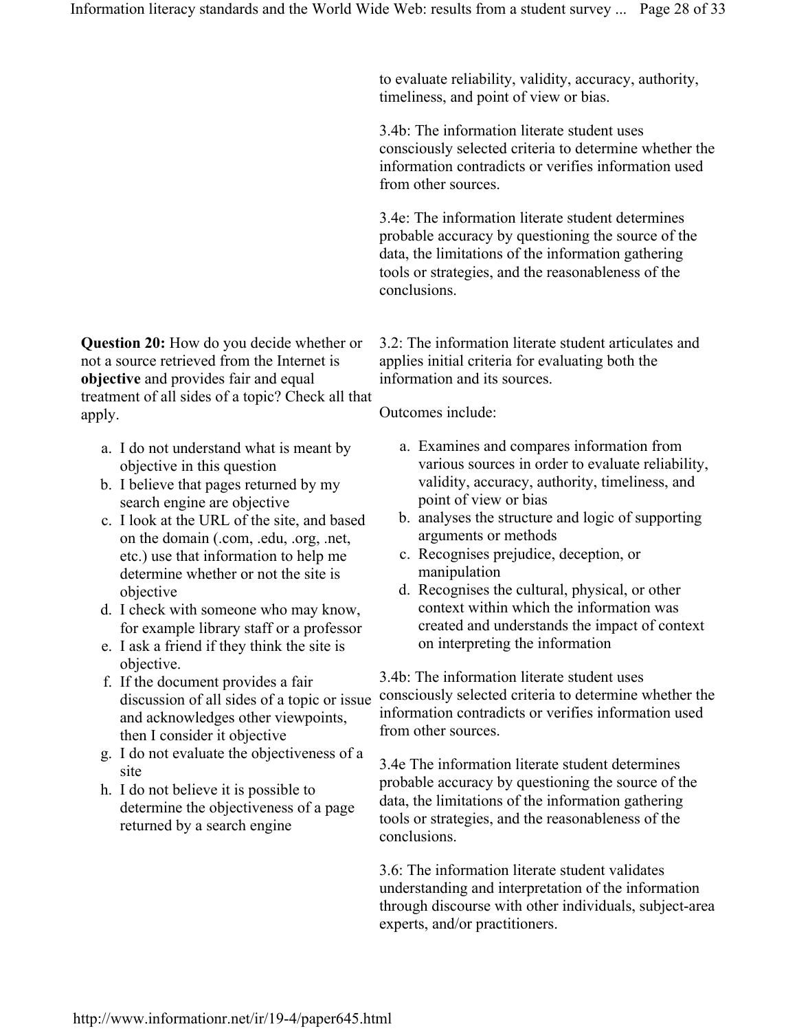to evaluate reliability, validity, accuracy, authority, timeliness, and point of view or bias.

3.4b: The information literate student uses consciously selected criteria to determine whether the information contradicts or verifies information used from other sources.

3.4e: The information literate student determines probable accuracy by questioning the source of the data, the limitations of the information gathering tools or strategies, and the reasonableness of the conclusions.

**Question 20:** How do you decide whether or not a source retrieved from the Internet is **objective** and provides fair and equal treatment of all sides of a topic? Check all that apply.

a. I do not understand what is meant by objective in this question
b. I believe that pages returned by my search engine are objective
c. I look at the URL of the site, and based on the domain (.com, .edu, .org, .net, etc.) use that information to help me determine whether or not the site is objective
d. I check with someone who may know, for example library staff or a professor
e. I ask a friend if they think the site is objective.
f. If the document provides a fair discussion of all sides of a topic or issue and acknowledges other viewpoints, then I consider it objective
g. I do not evaluate the objectiveness of a site
h. I do not believe it is possible to determine the objectiveness of a page returned by a search engine

3.2: The information literate student articulates and applies initial criteria for evaluating both the information and its sources.

Outcomes include:

a. Examines and compares information from various sources in order to evaluate reliability, validity, accuracy, authority, timeliness, and point of view or bias
b. analyses the structure and logic of supporting arguments or methods
c. Recognises prejudice, deception, or manipulation
d. Recognises the cultural, physical, or other context within which the information was created and understands the impact of context on interpreting the information

3.4b: The information literate student uses consciously selected criteria to determine whether the information contradicts or verifies information used from other sources.

3.4e The information literate student determines probable accuracy by questioning the source of the data, the limitations of the information gathering tools or strategies, and the reasonableness of the conclusions.

3.6: The information literate student validates understanding and interpretation of the information through discourse with other individuals, subject-area experts, and/or practitioners.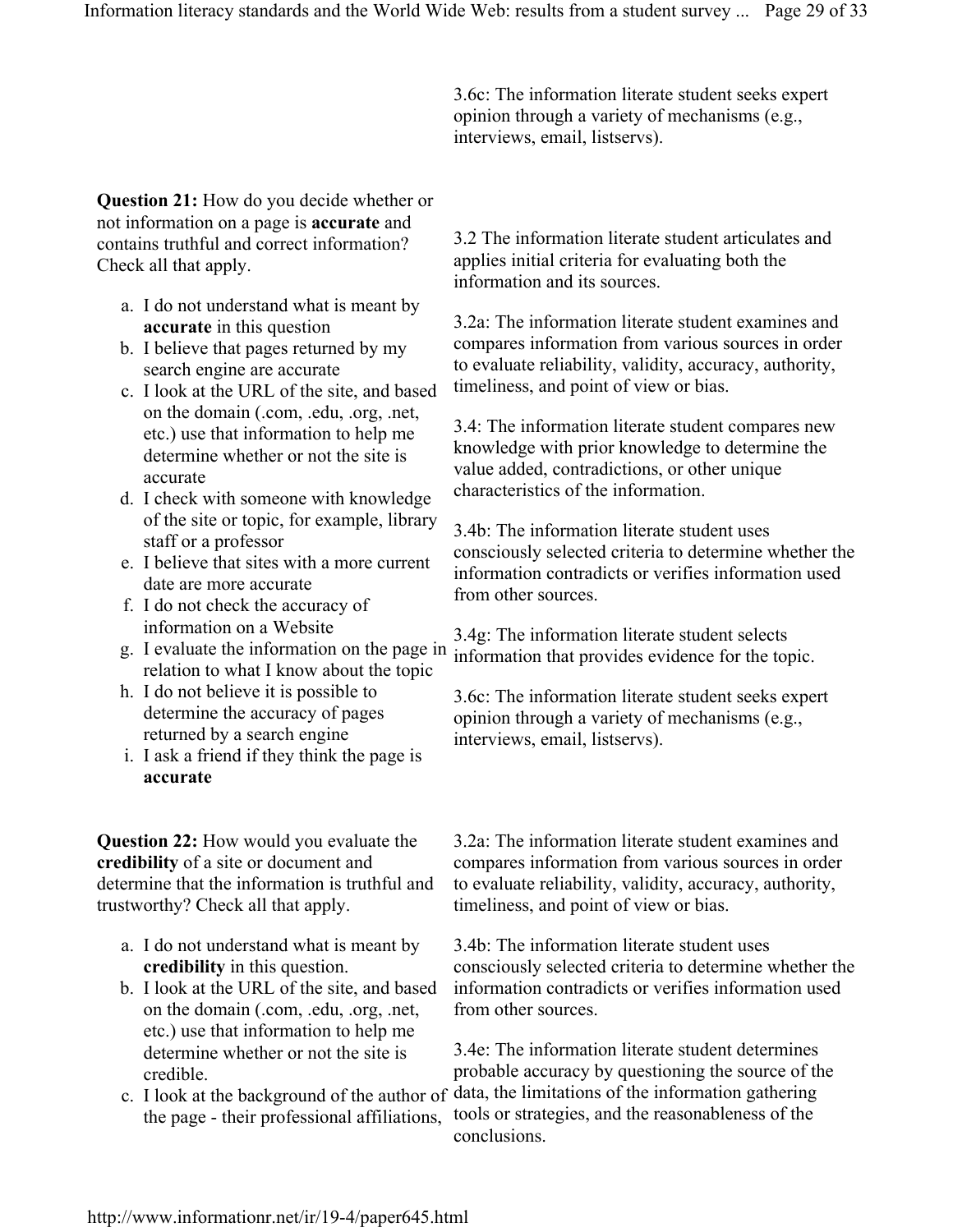3.6c: The information literate student seeks expert opinion through a variety of mechanisms (e.g., interviews, email, listservs).

**Question 21:** How do you decide whether or not information on a page is **accurate** and contains truthful and correct information? Check all that apply.

a. I do not understand what is meant by **accurate** in this question
b. I believe that pages returned by my search engine are accurate
c. I look at the URL of the site, and based on the domain (.com, .edu, .org, .net, etc.) use that information to help me determine whether or not the site is accurate
d. I check with someone with knowledge of the site or topic, for example, library staff or a professor
e. I believe that sites with a more current date are more accurate
f. I do not check the accuracy of information on a Website
g. I evaluate the information on the page in relation to what I know about the topic
h. I do not believe it is possible to determine the accuracy of pages returned by a search engine
i. I ask a friend if they think the page is **accurate**

3.2 The information literate student articulates and applies initial criteria for evaluating both the information and its sources.

3.2a: The information literate student examines and compares information from various sources in order to evaluate reliability, validity, accuracy, authority, timeliness, and point of view or bias.

3.4: The information literate student compares new knowledge with prior knowledge to determine the value added, contradictions, or other unique characteristics of the information.

3.4b: The information literate student uses consciously selected criteria to determine whether the information contradicts or verifies information used from other sources.

3.4g: The information literate student selects information that provides evidence for the topic.

3.6c: The information literate student seeks expert opinion through a variety of mechanisms (e.g., interviews, email, listservs).

**Question 22:** How would you evaluate the **credibility** of a site or document and determine that the information is truthful and trustworthy? Check all that apply.

a. I do not understand what is meant by **credibility** in this question.
b. I look at the URL of the site, and based on the domain (.com, .edu, .org, .net, etc.) use that information to help me determine whether or not the site is credible.
c. I look at the background of the author of the page - their professional affiliations,

3.2a: The information literate student examines and compares information from various sources in order to evaluate reliability, validity, accuracy, authority, timeliness, and point of view or bias.

3.4b: The information literate student uses consciously selected criteria to determine whether the information contradicts or verifies information used from other sources.

3.4e: The information literate student determines probable accuracy by questioning the source of the data, the limitations of the information gathering tools or strategies, and the reasonableness of the conclusions.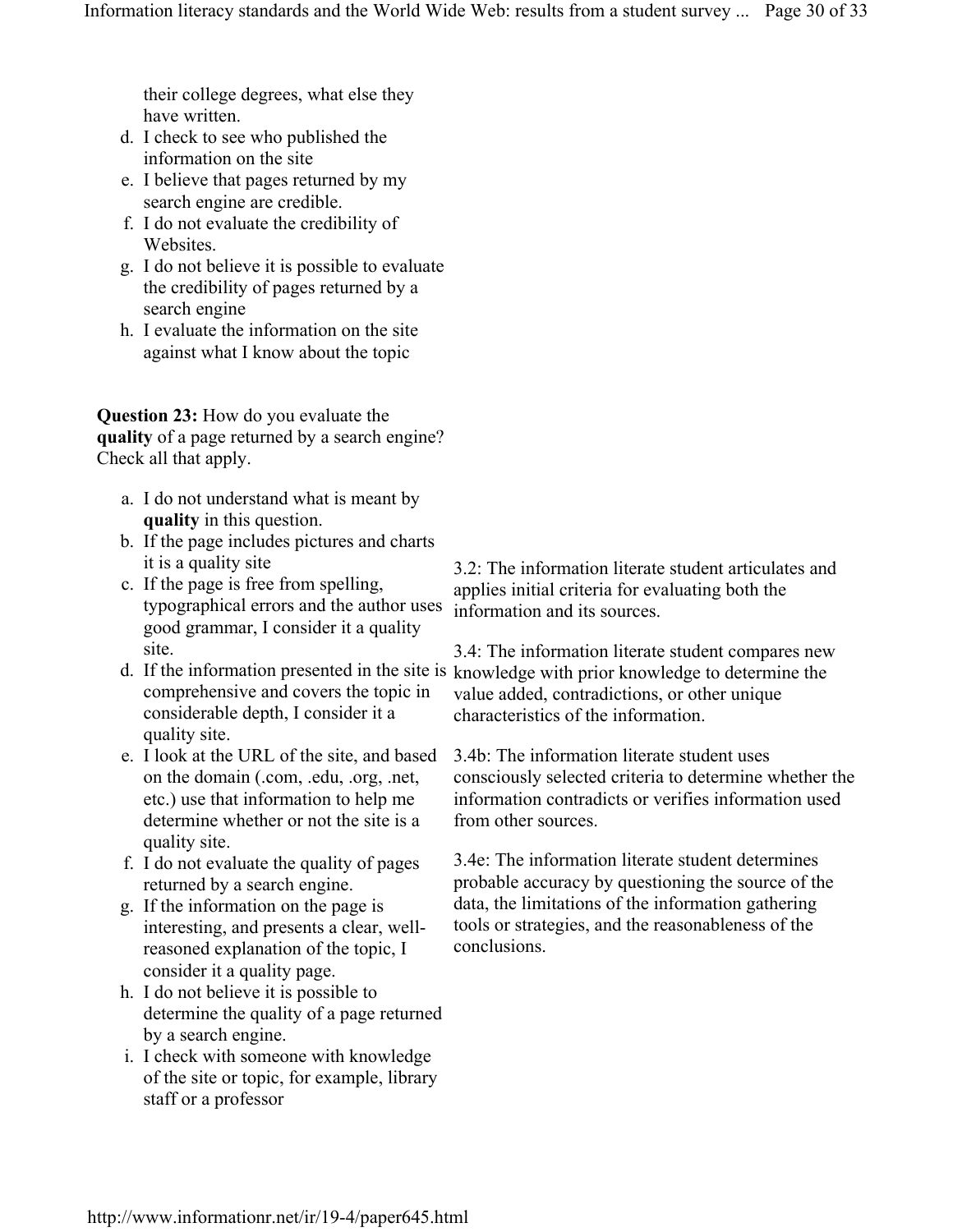their college degrees, what else they have written.

d. I check to see who published the information on the site
e. I believe that pages returned by my search engine are credible.
f. I do not evaluate the credibility of Websites.
g. I do not believe it is possible to evaluate the credibility of pages returned by a search engine
h. I evaluate the information on the site against what I know about the topic

**Question 23:** How do you evaluate the **quality** of a page returned by a search engine? Check all that apply.

a. I do not understand what is meant by **quality** in this question.
b. If the page includes pictures and charts it is a quality site
c. If the page is free from spelling, typographical errors and the author uses good grammar, I consider it a quality site.
d. If the information presented in the site is comprehensive and covers the topic in considerable depth, I consider it a quality site.
e. I look at the URL of the site, and based on the domain (.com, .edu, .org, .net, etc.) use that information to help me determine whether or not the site is a quality site.
f. I do not evaluate the quality of pages returned by a search engine.
g. If the information on the page is interesting, and presents a clear, well-reasoned explanation of the topic, I consider it a quality page.
h. I do not believe it is possible to determine the quality of a page returned by a search engine.
i. I check with someone with knowledge of the site or topic, for example, library staff or a professor

3.2: The information literate student articulates and applies initial criteria for evaluating both the information and its sources.

3.4: The information literate student compares new knowledge with prior knowledge to determine the value added, contradictions, or other unique characteristics of the information.

3.4b: The information literate student uses consciously selected criteria to determine whether the information contradicts or verifies information used from other sources.

3.4e: The information literate student determines probable accuracy by questioning the source of the data, the limitations of the information gathering tools or strategies, and the reasonableness of the conclusions.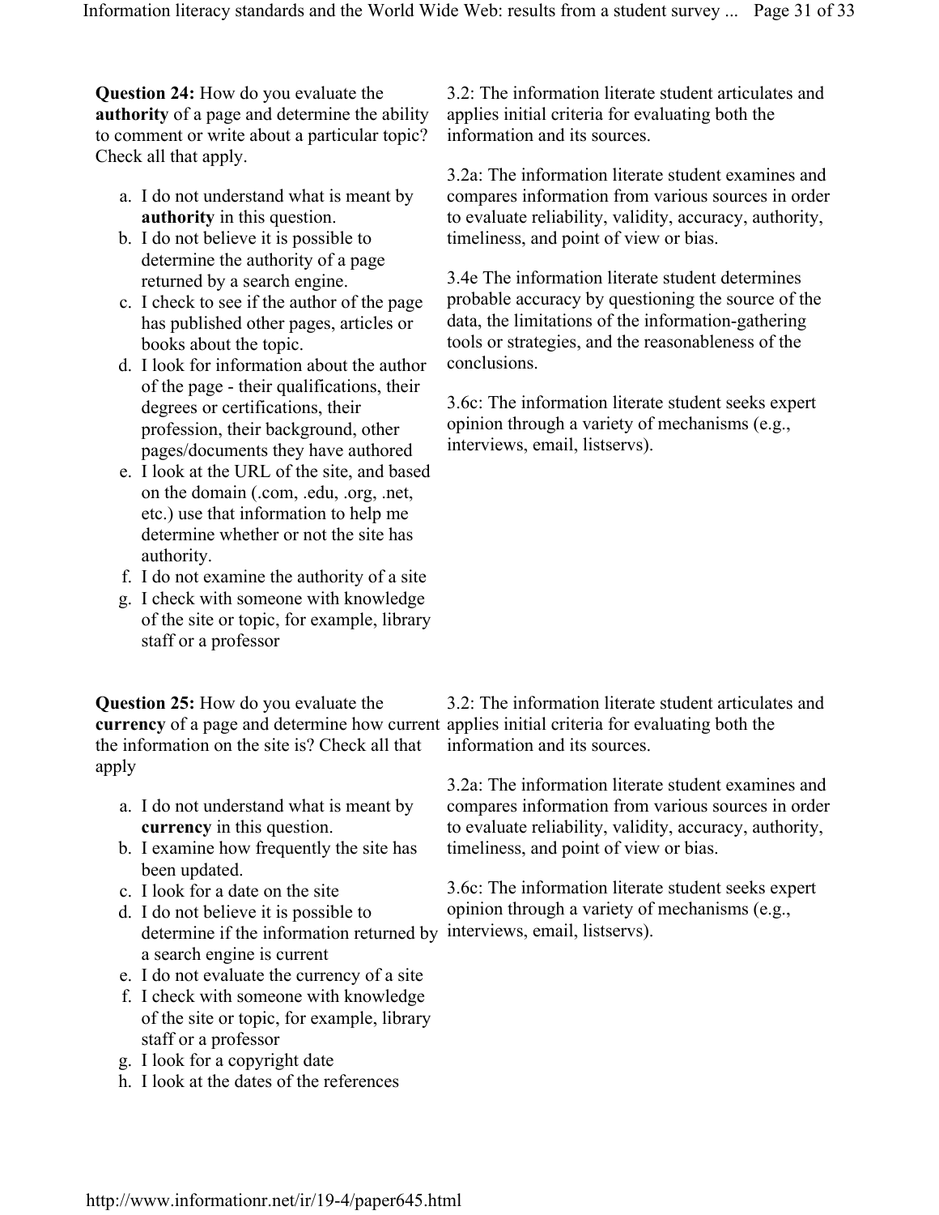**Question 24:** How do you evaluate the **authority** of a page and determine the ability to comment or write about a particular topic? Check all that apply.

a. I do not understand what is meant by **authority** in this question.
b. I do not believe it is possible to determine the authority of a page returned by a search engine.
c. I check to see if the author of the page has published other pages, articles or books about the topic.
d. I look for information about the author of the page - their qualifications, their degrees or certifications, their profession, their background, other pages/documents they have authored
e. I look at the URL of the site, and based on the domain (.com, .edu, .org, .net, etc.) use that information to help me determine whether or not the site has authority.
f. I do not examine the authority of a site
g. I check with someone with knowledge of the site or topic, for example, library staff or a professor

3.2: The information literate student articulates and applies initial criteria for evaluating both the information and its sources.

3.2a: The information literate student examines and compares information from various sources in order to evaluate reliability, validity, accuracy, authority, timeliness, and point of view or bias.

3.4e The information literate student determines probable accuracy by questioning the source of the data, the limitations of the information-gathering tools or strategies, and the reasonableness of the conclusions.

3.6c: The information literate student seeks expert opinion through a variety of mechanisms (e.g., interviews, email, listservs).

**Question 25:** How do you evaluate the **currency** of a page and determine how current the information on the site is? Check all that apply

a. I do not understand what is meant by **currency** in this question.
b. I examine how frequently the site has been updated.
c. I look for a date on the site
d. I do not believe it is possible to determine if the information returned by a search engine is current
e. I do not evaluate the currency of a site
f. I check with someone with knowledge of the site or topic, for example, library staff or a professor
g. I look for a copyright date
h. I look at the dates of the references

3.2: The information literate student articulates and applies initial criteria for evaluating both the information and its sources.

3.2a: The information literate student examines and compares information from various sources in order to evaluate reliability, validity, accuracy, authority, timeliness, and point of view or bias.

3.6c: The information literate student seeks expert opinion through a variety of mechanisms (e.g., interviews, email, listservs).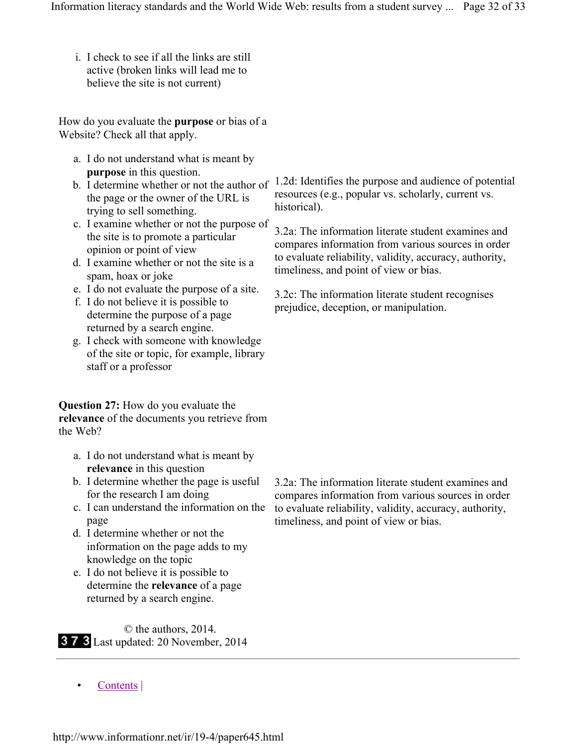i. I check to see if all the links are still active (broken links will lead me to believe the site is not current)

How do you evaluate the **purpose** or bias of a Website? Check all that apply.

| | |
|---|---|
| a. I do not understand what is meant by **purpose** in this question. | |
| b. I determine whether or not the author of the page or the owner of the URL is trying to sell something. | 1.2d: Identifies the purpose and audience of potential resources (e.g., popular vs. scholarly, current vs. historical). |
| c. I examine whether or not the purpose of the site is to promote a particular opinion or point of view | 3.2a: The information literate student examines and compares information from various sources in order to evaluate reliability, validity, accuracy, authority, timeliness, and point of view or bias. |
| d. I examine whether or not the site is a spam, hoax or joke | 3.2c: The information literate student recognises prejudice, deception, or manipulation. |
| e. I do not evaluate the purpose of a site. | |
| f. I do not believe it is possible to determine the purpose of a page returned by a search engine. | |
| g. I check with someone with knowledge of the site or topic, for example, library staff or a professor | |

**Question 27:** How do you evaluate the **relevance** of the documents you retrieve from the Web?

| | |
|---|---|
| a. I do not understand what is meant by **relevance** in this question | |
| b. I determine whether the page is useful for the research I am doing | 3.2a: The information literate student examines and compares information from various sources in order to evaluate reliability, validity, accuracy, authority, timeliness, and point of view or bias. |
| c. I can understand the information on the page | |
| d. I determine whether or not the information on the page adds to my knowledge on the topic | |
| e. I do not believe it is possible to determine the **relevance** of a page returned by a search engine. | |

© the authors, 2014.
373 Last updated: 20 November, 2014

- Contents |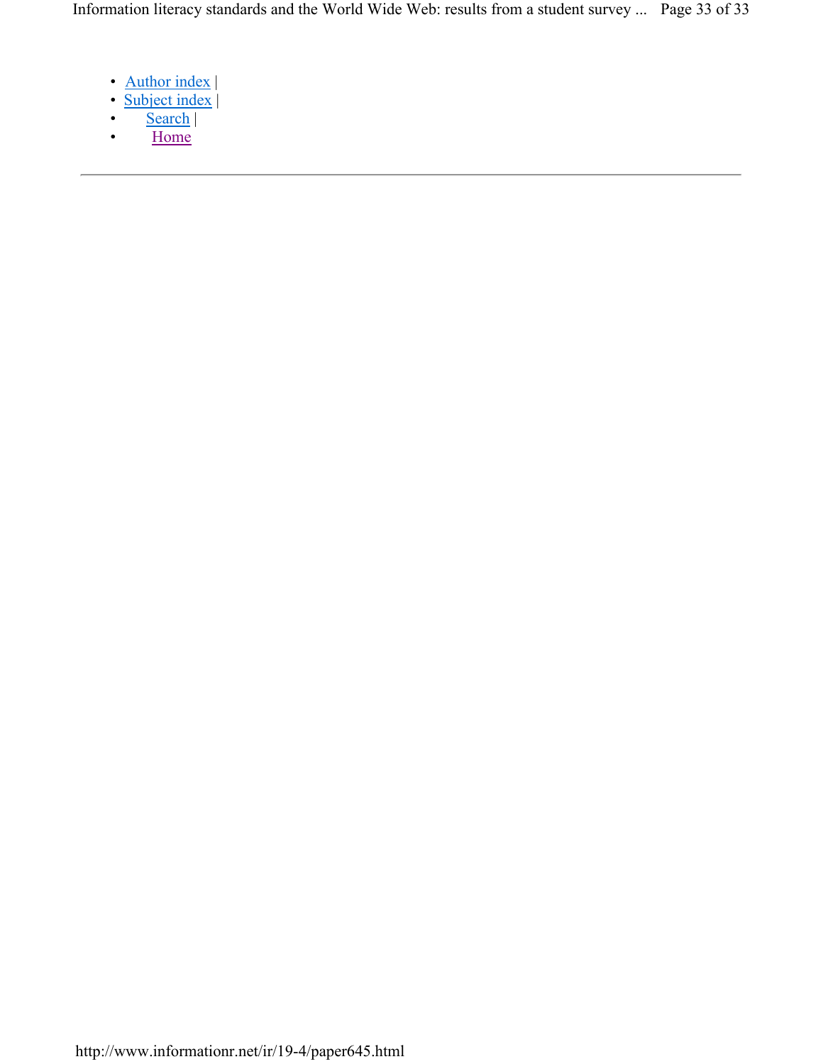- Author index |
- Subject index |
- Search |
- Home

---